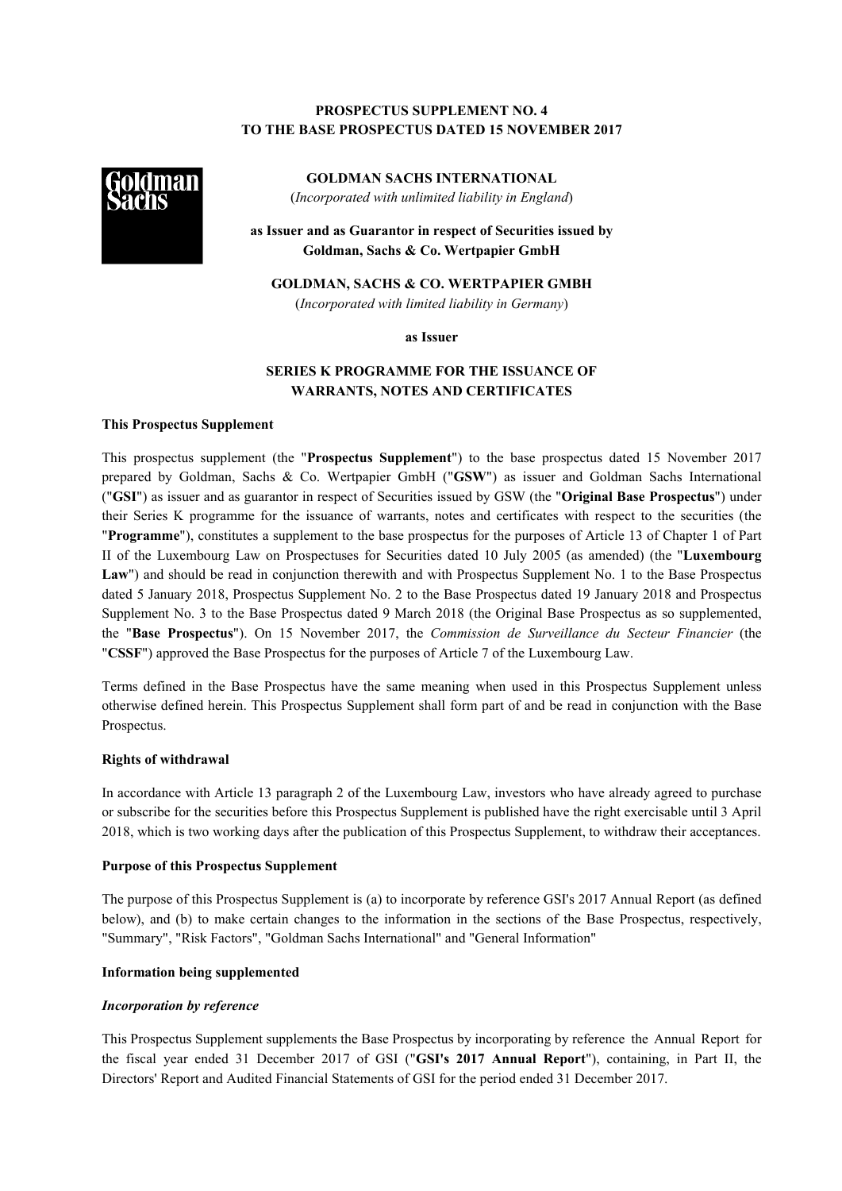**PROSPECTUS SUPPLEMENT NO. 4**
**TO THE BASE PROSPECTUS DATED 15 NOVEMBER 2017**

**GOLDMAN SACHS INTERNATIONAL**
(*Incorporated with unlimited liability in England*)

**as Issuer and as Guarantor in respect of Securities issued by Goldman, Sachs & Co. Wertpapier GmbH**

**GOLDMAN, SACHS & CO. WERTPAPIER GMBH**
(*Incorporated with limited liability in Germany*)

**as Issuer**

**SERIES K PROGRAMME FOR THE ISSUANCE OF WARRANTS, NOTES AND CERTIFICATES**

**This Prospectus Supplement**

This prospectus supplement (the "**Prospectus Supplement**") to the base prospectus dated 15 November 2017 prepared by Goldman, Sachs & Co. Wertpapier GmbH ("**GSW**") as issuer and Goldman Sachs International ("**GSI**") as issuer and as guarantor in respect of Securities issued by GSW (the "**Original Base Prospectus**") under their Series K programme for the issuance of warrants, notes and certificates with respect to the securities (the "**Programme**"), constitutes a supplement to the base prospectus for the purposes of Article 13 of Chapter 1 of Part II of the Luxembourg Law on Prospectuses for Securities dated 10 July 2005 (as amended) (the "**Luxembourg Law**") and should be read in conjunction therewith and with Prospectus Supplement No. 1 to the Base Prospectus dated 5 January 2018, Prospectus Supplement No. 2 to the Base Prospectus dated 19 January 2018 and Prospectus Supplement No. 3 to the Base Prospectus dated 9 March 2018 (the Original Base Prospectus as so supplemented, the "**Base Prospectus**"). On 15 November 2017, the *Commission de Surveillance du Secteur Financier* (the "**CSSF**") approved the Base Prospectus for the purposes of Article 7 of the Luxembourg Law.

Terms defined in the Base Prospectus have the same meaning when used in this Prospectus Supplement unless otherwise defined herein. This Prospectus Supplement shall form part of and be read in conjunction with the Base Prospectus.

**Rights of withdrawal**

In accordance with Article 13 paragraph 2 of the Luxembourg Law, investors who have already agreed to purchase or subscribe for the securities before this Prospectus Supplement is published have the right exercisable until 3 April 2018, which is two working days after the publication of this Prospectus Supplement, to withdraw their acceptances.

**Purpose of this Prospectus Supplement**

The purpose of this Prospectus Supplement is (a) to incorporate by reference GSI's 2017 Annual Report (as defined below), and (b) to make certain changes to the information in the sections of the Base Prospectus, respectively, "Summary", "Risk Factors", "Goldman Sachs International" and "General Information"

**Information being supplemented**

***Incorporation by reference***

This Prospectus Supplement supplements the Base Prospectus by incorporating by reference the Annual Report for the fiscal year ended 31 December 2017 of GSI ("**GSI's 2017 Annual Report**"), containing, in Part II, the Directors' Report and Audited Financial Statements of GSI for the period ended 31 December 2017.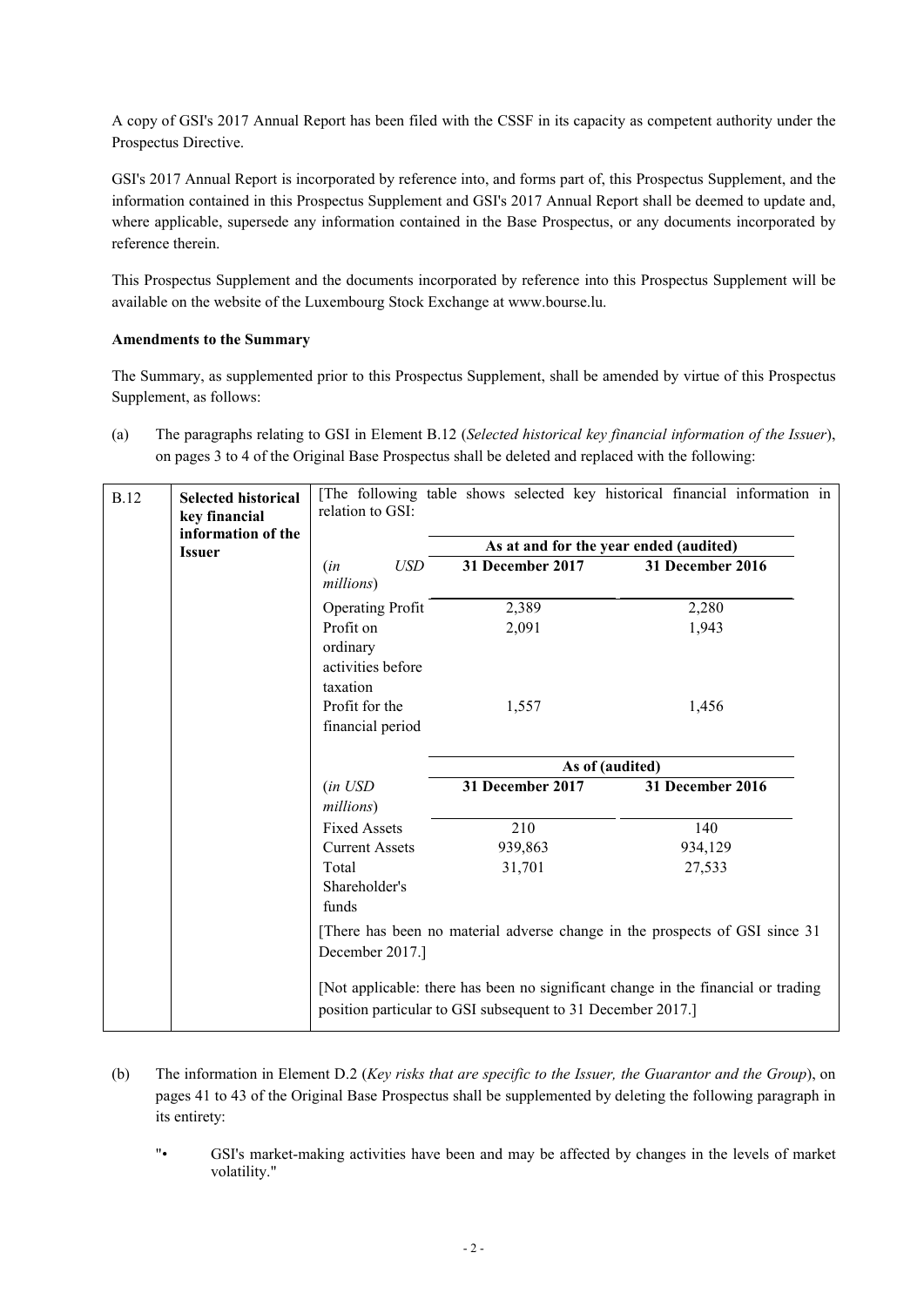A copy of GSI's 2017 Annual Report has been filed with the CSSF in its capacity as competent authority under the Prospectus Directive.

GSI's 2017 Annual Report is incorporated by reference into, and forms part of, this Prospectus Supplement, and the information contained in this Prospectus Supplement and GSI's 2017 Annual Report shall be deemed to update and, where applicable, supersede any information contained in the Base Prospectus, or any documents incorporated by reference therein.

This Prospectus Supplement and the documents incorporated by reference into this Prospectus Supplement will be available on the website of the Luxembourg Stock Exchange at www.bourse.lu.

**Amendments to the Summary**

The Summary, as supplemented prior to this Prospectus Supplement, shall be amended by virtue of this Prospectus Supplement, as follows:

(a) The paragraphs relating to GSI in Element B.12 (*Selected historical key financial information of the Issuer*), on pages 3 to 4 of the Original Base Prospectus shall be deleted and replaced with the following:

| B.12 | **Selected historical key financial information of the Issuer** | [The following table shows selected key historical financial information in relation to GSI: | | |
|---|---|---|---|---|
| | | | **As at and for the year ended (audited)** | |
| | | (*in USD millions*) | **31 December 2017** | **31 December 2016** |
| | | Operating Profit | 2,389 | 2,280 |
| | | Profit on ordinary activities before taxation | 2,091 | 1,943 |
| | | Profit for the financial period | 1,557 | 1,456 |
| | | | **As of (audited)** | |
| | | (*in USD millions*) | **31 December 2017** | **31 December 2016** |
| | | Fixed Assets | 210 | 140 |
| | | Current Assets | 939,863 | 934,129 |
| | | Total Shareholder's funds | 31,701 | 27,533 |
| | | [There has been no material adverse change in the prospects of GSI since 31 December 2017.] | | |
| | | [Not applicable: there has been no significant change in the financial or trading position particular to GSI subsequent to 31 December 2017.] | | |

(b) The information in Element D.2 (*Key risks that are specific to the Issuer, the Guarantor and the Group*), on pages 41 to 43 of the Original Base Prospectus shall be supplemented by deleting the following paragraph in its entirety:

"• GSI's market-making activities have been and may be affected by changes in the levels of market volatility."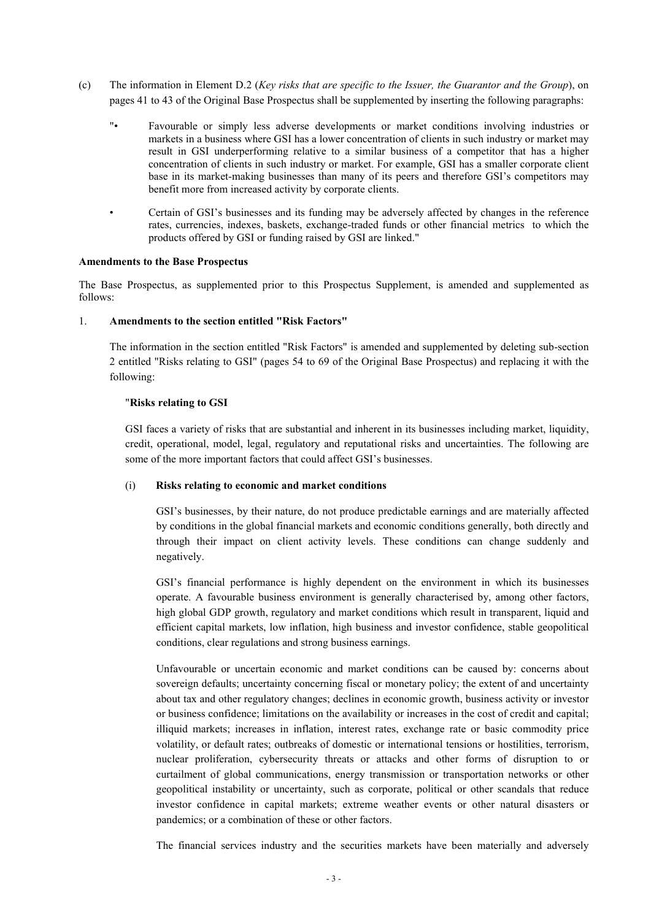(c) The information in Element D.2 (*Key risks that are specific to the Issuer, the Guarantor and the Group*), on pages 41 to 43 of the Original Base Prospectus shall be supplemented by inserting the following paragraphs:

"• Favourable or simply less adverse developments or market conditions involving industries or markets in a business where GSI has a lower concentration of clients in such industry or market may result in GSI underperforming relative to a similar business of a competitor that has a higher concentration of clients in such industry or market. For example, GSI has a smaller corporate client base in its market-making businesses than many of its peers and therefore GSI's competitors may benefit more from increased activity by corporate clients.

• Certain of GSI's businesses and its funding may be adversely affected by changes in the reference rates, currencies, indexes, baskets, exchange-traded funds or other financial metrics to which the products offered by GSI or funding raised by GSI are linked."

**Amendments to the Base Prospectus**

The Base Prospectus, as supplemented prior to this Prospectus Supplement, is amended and supplemented as follows:

1. **Amendments to the section entitled "Risk Factors"**

The information in the section entitled "Risk Factors" is amended and supplemented by deleting sub-section 2 entitled "Risks relating to GSI" (pages 54 to 69 of the Original Base Prospectus) and replacing it with the following:

"**Risks relating to GSI**

GSI faces a variety of risks that are substantial and inherent in its businesses including market, liquidity, credit, operational, model, legal, regulatory and reputational risks and uncertainties. The following are some of the more important factors that could affect GSI's businesses.

(i) **Risks relating to economic and market conditions**

GSI's businesses, by their nature, do not produce predictable earnings and are materially affected by conditions in the global financial markets and economic conditions generally, both directly and through their impact on client activity levels. These conditions can change suddenly and negatively.

GSI's financial performance is highly dependent on the environment in which its businesses operate. A favourable business environment is generally characterised by, among other factors, high global GDP growth, regulatory and market conditions which result in transparent, liquid and efficient capital markets, low inflation, high business and investor confidence, stable geopolitical conditions, clear regulations and strong business earnings.

Unfavourable or uncertain economic and market conditions can be caused by: concerns about sovereign defaults; uncertainty concerning fiscal or monetary policy; the extent of and uncertainty about tax and other regulatory changes; declines in economic growth, business activity or investor or business confidence; limitations on the availability or increases in the cost of credit and capital; illiquid markets; increases in inflation, interest rates, exchange rate or basic commodity price volatility, or default rates; outbreaks of domestic or international tensions or hostilities, terrorism, nuclear proliferation, cybersecurity threats or attacks and other forms of disruption to or curtailment of global communications, energy transmission or transportation networks or other geopolitical instability or uncertainty, such as corporate, political or other scandals that reduce investor confidence in capital markets; extreme weather events or other natural disasters or pandemics; or a combination of these or other factors.

The financial services industry and the securities markets have been materially and adversely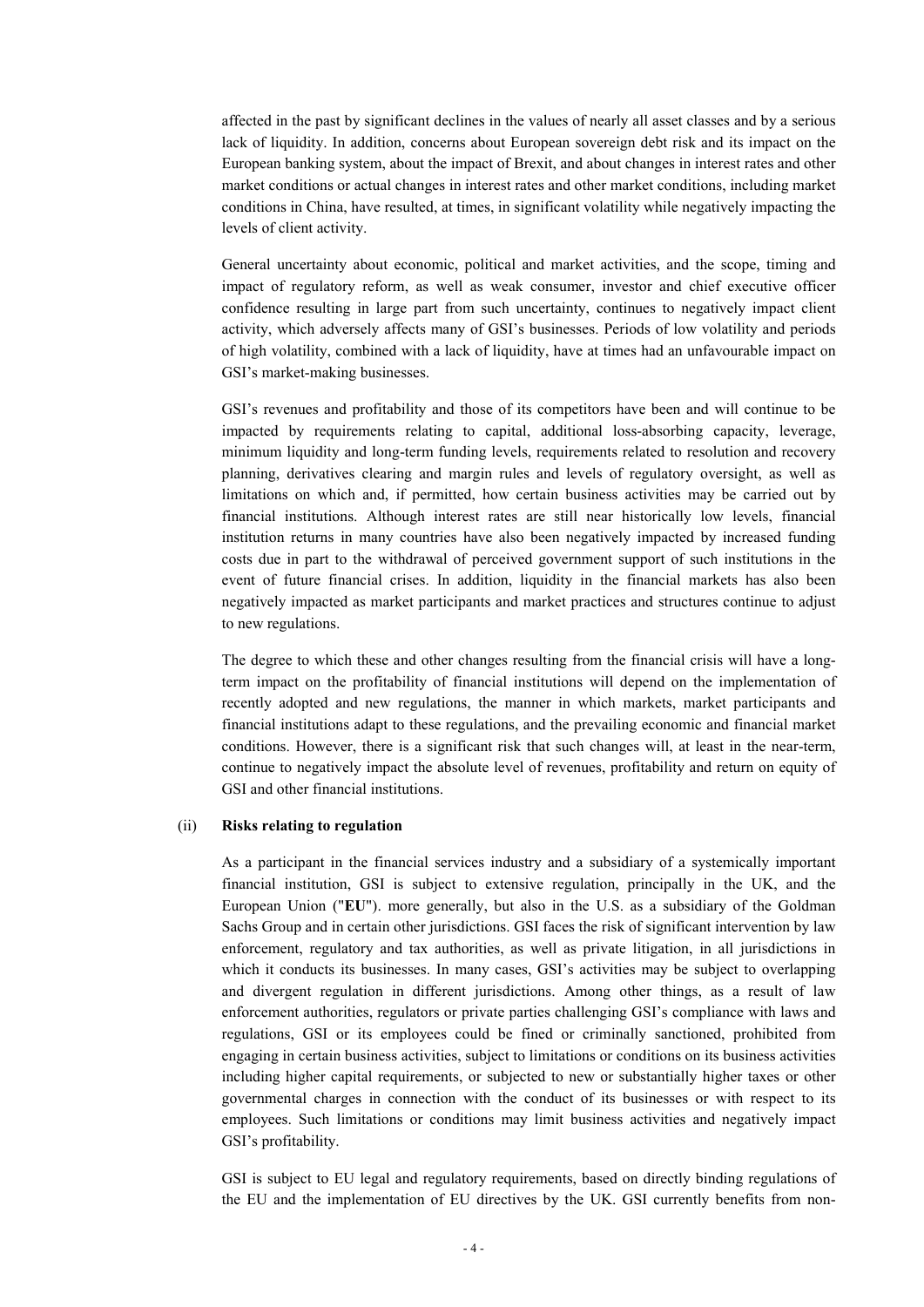affected in the past by significant declines in the values of nearly all asset classes and by a serious lack of liquidity. In addition, concerns about European sovereign debt risk and its impact on the European banking system, about the impact of Brexit, and about changes in interest rates and other market conditions or actual changes in interest rates and other market conditions, including market conditions in China, have resulted, at times, in significant volatility while negatively impacting the levels of client activity.

General uncertainty about economic, political and market activities, and the scope, timing and impact of regulatory reform, as well as weak consumer, investor and chief executive officer confidence resulting in large part from such uncertainty, continues to negatively impact client activity, which adversely affects many of GSI's businesses. Periods of low volatility and periods of high volatility, combined with a lack of liquidity, have at times had an unfavourable impact on GSI's market-making businesses.

GSI's revenues and profitability and those of its competitors have been and will continue to be impacted by requirements relating to capital, additional loss-absorbing capacity, leverage, minimum liquidity and long-term funding levels, requirements related to resolution and recovery planning, derivatives clearing and margin rules and levels of regulatory oversight, as well as limitations on which and, if permitted, how certain business activities may be carried out by financial institutions. Although interest rates are still near historically low levels, financial institution returns in many countries have also been negatively impacted by increased funding costs due in part to the withdrawal of perceived government support of such institutions in the event of future financial crises. In addition, liquidity in the financial markets has also been negatively impacted as market participants and market practices and structures continue to adjust to new regulations.

The degree to which these and other changes resulting from the financial crisis will have a long-term impact on the profitability of financial institutions will depend on the implementation of recently adopted and new regulations, the manner in which markets, market participants and financial institutions adapt to these regulations, and the prevailing economic and financial market conditions. However, there is a significant risk that such changes will, at least in the near-term, continue to negatively impact the absolute level of revenues, profitability and return on equity of GSI and other financial institutions.

(ii) **Risks relating to regulation**

As a participant in the financial services industry and a subsidiary of a systemically important financial institution, GSI is subject to extensive regulation, principally in the UK, and the European Union ("**EU**"). more generally, but also in the U.S. as a subsidiary of the Goldman Sachs Group and in certain other jurisdictions. GSI faces the risk of significant intervention by law enforcement, regulatory and tax authorities, as well as private litigation, in all jurisdictions in which it conducts its businesses. In many cases, GSI's activities may be subject to overlapping and divergent regulation in different jurisdictions. Among other things, as a result of law enforcement authorities, regulators or private parties challenging GSI's compliance with laws and regulations, GSI or its employees could be fined or criminally sanctioned, prohibited from engaging in certain business activities, subject to limitations or conditions on its business activities including higher capital requirements, or subjected to new or substantially higher taxes or other governmental charges in connection with the conduct of its businesses or with respect to its employees. Such limitations or conditions may limit business activities and negatively impact GSI's profitability.

GSI is subject to EU legal and regulatory requirements, based on directly binding regulations of the EU and the implementation of EU directives by the UK. GSI currently benefits from non-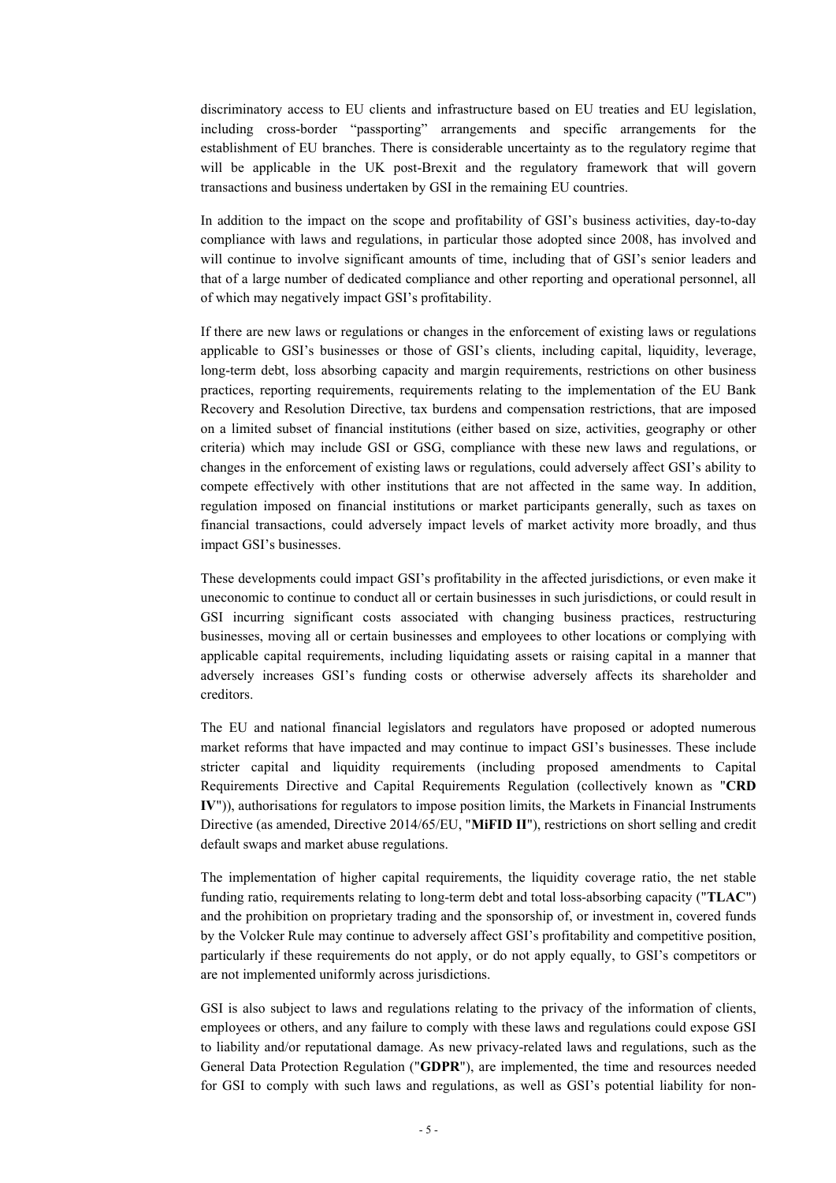discriminatory access to EU clients and infrastructure based on EU treaties and EU legislation, including cross-border "passporting" arrangements and specific arrangements for the establishment of EU branches. There is considerable uncertainty as to the regulatory regime that will be applicable in the UK post-Brexit and the regulatory framework that will govern transactions and business undertaken by GSI in the remaining EU countries.

In addition to the impact on the scope and profitability of GSI's business activities, day-to-day compliance with laws and regulations, in particular those adopted since 2008, has involved and will continue to involve significant amounts of time, including that of GSI's senior leaders and that of a large number of dedicated compliance and other reporting and operational personnel, all of which may negatively impact GSI's profitability.

If there are new laws or regulations or changes in the enforcement of existing laws or regulations applicable to GSI's businesses or those of GSI's clients, including capital, liquidity, leverage, long-term debt, loss absorbing capacity and margin requirements, restrictions on other business practices, reporting requirements, requirements relating to the implementation of the EU Bank Recovery and Resolution Directive, tax burdens and compensation restrictions, that are imposed on a limited subset of financial institutions (either based on size, activities, geography or other criteria) which may include GSI or GSG, compliance with these new laws and regulations, or changes in the enforcement of existing laws or regulations, could adversely affect GSI's ability to compete effectively with other institutions that are not affected in the same way. In addition, regulation imposed on financial institutions or market participants generally, such as taxes on financial transactions, could adversely impact levels of market activity more broadly, and thus impact GSI's businesses.

These developments could impact GSI's profitability in the affected jurisdictions, or even make it uneconomic to continue to conduct all or certain businesses in such jurisdictions, or could result in GSI incurring significant costs associated with changing business practices, restructuring businesses, moving all or certain businesses and employees to other locations or complying with applicable capital requirements, including liquidating assets or raising capital in a manner that adversely increases GSI's funding costs or otherwise adversely affects its shareholder and creditors.

The EU and national financial legislators and regulators have proposed or adopted numerous market reforms that have impacted and may continue to impact GSI's businesses. These include stricter capital and liquidity requirements (including proposed amendments to Capital Requirements Directive and Capital Requirements Regulation (collectively known as "**CRD IV**")), authorisations for regulators to impose position limits, the Markets in Financial Instruments Directive (as amended, Directive 2014/65/EU, "**MiFID II**"), restrictions on short selling and credit default swaps and market abuse regulations.

The implementation of higher capital requirements, the liquidity coverage ratio, the net stable funding ratio, requirements relating to long-term debt and total loss-absorbing capacity ("**TLAC**") and the prohibition on proprietary trading and the sponsorship of, or investment in, covered funds by the Volcker Rule may continue to adversely affect GSI's profitability and competitive position, particularly if these requirements do not apply, or do not apply equally, to GSI's competitors or are not implemented uniformly across jurisdictions.

GSI is also subject to laws and regulations relating to the privacy of the information of clients, employees or others, and any failure to comply with these laws and regulations could expose GSI to liability and/or reputational damage. As new privacy-related laws and regulations, such as the General Data Protection Regulation ("**GDPR**"), are implemented, the time and resources needed for GSI to comply with such laws and regulations, as well as GSI's potential liability for non-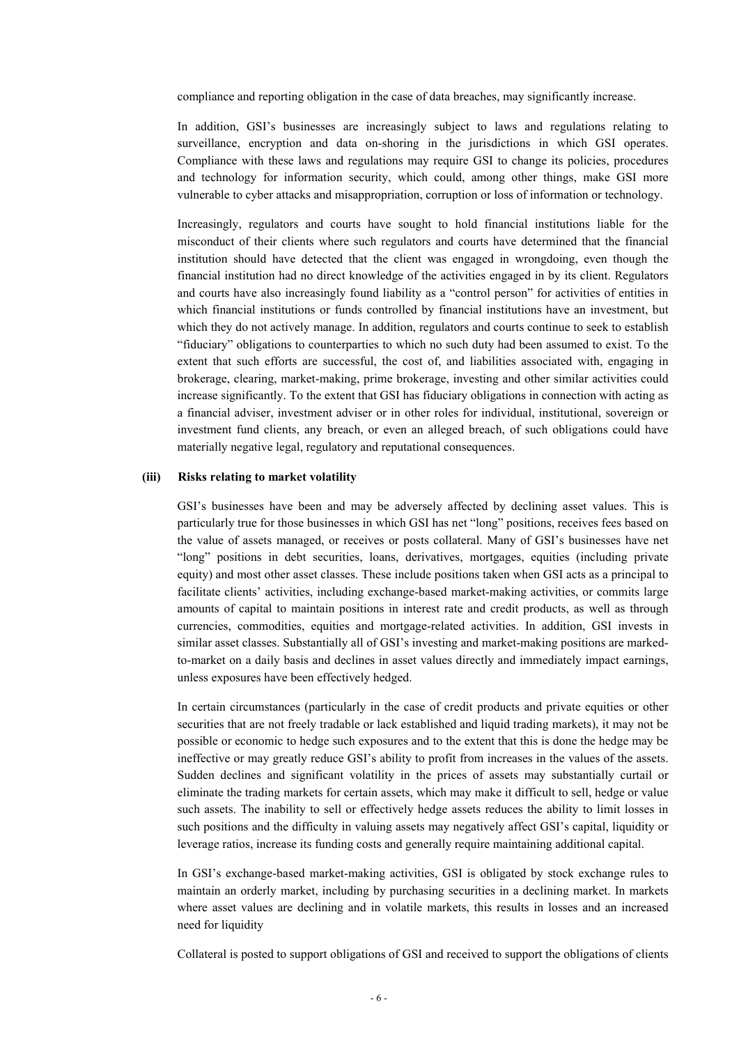compliance and reporting obligation in the case of data breaches, may significantly increase.

In addition, GSI's businesses are increasingly subject to laws and regulations relating to surveillance, encryption and data on-shoring in the jurisdictions in which GSI operates. Compliance with these laws and regulations may require GSI to change its policies, procedures and technology for information security, which could, among other things, make GSI more vulnerable to cyber attacks and misappropriation, corruption or loss of information or technology.

Increasingly, regulators and courts have sought to hold financial institutions liable for the misconduct of their clients where such regulators and courts have determined that the financial institution should have detected that the client was engaged in wrongdoing, even though the financial institution had no direct knowledge of the activities engaged in by its client. Regulators and courts have also increasingly found liability as a "control person" for activities of entities in which financial institutions or funds controlled by financial institutions have an investment, but which they do not actively manage. In addition, regulators and courts continue to seek to establish "fiduciary" obligations to counterparties to which no such duty had been assumed to exist. To the extent that such efforts are successful, the cost of, and liabilities associated with, engaging in brokerage, clearing, market-making, prime brokerage, investing and other similar activities could increase significantly. To the extent that GSI has fiduciary obligations in connection with acting as a financial adviser, investment adviser or in other roles for individual, institutional, sovereign or investment fund clients, any breach, or even an alleged breach, of such obligations could have materially negative legal, regulatory and reputational consequences.

**(iii) Risks relating to market volatility**

GSI's businesses have been and may be adversely affected by declining asset values. This is particularly true for those businesses in which GSI has net "long" positions, receives fees based on the value of assets managed, or receives or posts collateral. Many of GSI's businesses have net "long" positions in debt securities, loans, derivatives, mortgages, equities (including private equity) and most other asset classes. These include positions taken when GSI acts as a principal to facilitate clients' activities, including exchange-based market-making activities, or commits large amounts of capital to maintain positions in interest rate and credit products, as well as through currencies, commodities, equities and mortgage-related activities. In addition, GSI invests in similar asset classes. Substantially all of GSI's investing and market-making positions are marked-to-market on a daily basis and declines in asset values directly and immediately impact earnings, unless exposures have been effectively hedged.

In certain circumstances (particularly in the case of credit products and private equities or other securities that are not freely tradable or lack established and liquid trading markets), it may not be possible or economic to hedge such exposures and to the extent that this is done the hedge may be ineffective or may greatly reduce GSI's ability to profit from increases in the values of the assets. Sudden declines and significant volatility in the prices of assets may substantially curtail or eliminate the trading markets for certain assets, which may make it difficult to sell, hedge or value such assets. The inability to sell or effectively hedge assets reduces the ability to limit losses in such positions and the difficulty in valuing assets may negatively affect GSI's capital, liquidity or leverage ratios, increase its funding costs and generally require maintaining additional capital.

In GSI's exchange-based market-making activities, GSI is obligated by stock exchange rules to maintain an orderly market, including by purchasing securities in a declining market. In markets where asset values are declining and in volatile markets, this results in losses and an increased need for liquidity

Collateral is posted to support obligations of GSI and received to support the obligations of clients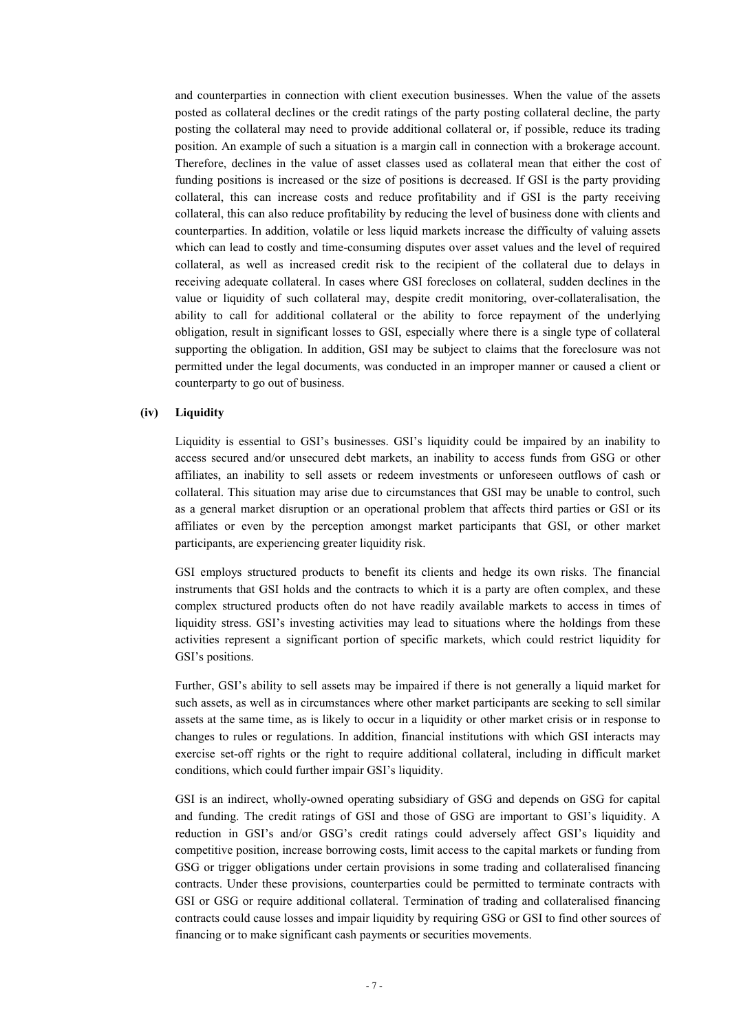and counterparties in connection with client execution businesses. When the value of the assets posted as collateral declines or the credit ratings of the party posting collateral decline, the party posting the collateral may need to provide additional collateral or, if possible, reduce its trading position. An example of such a situation is a margin call in connection with a brokerage account. Therefore, declines in the value of asset classes used as collateral mean that either the cost of funding positions is increased or the size of positions is decreased. If GSI is the party providing collateral, this can increase costs and reduce profitability and if GSI is the party receiving collateral, this can also reduce profitability by reducing the level of business done with clients and counterparties. In addition, volatile or less liquid markets increase the difficulty of valuing assets which can lead to costly and time-consuming disputes over asset values and the level of required collateral, as well as increased credit risk to the recipient of the collateral due to delays in receiving adequate collateral. In cases where GSI forecloses on collateral, sudden declines in the value or liquidity of such collateral may, despite credit monitoring, over-collateralisation, the ability to call for additional collateral or the ability to force repayment of the underlying obligation, result in significant losses to GSI, especially where there is a single type of collateral supporting the obligation. In addition, GSI may be subject to claims that the foreclosure was not permitted under the legal documents, was conducted in an improper manner or caused a client or counterparty to go out of business.

**(iv) Liquidity**

Liquidity is essential to GSI's businesses. GSI's liquidity could be impaired by an inability to access secured and/or unsecured debt markets, an inability to access funds from GSG or other affiliates, an inability to sell assets or redeem investments or unforeseen outflows of cash or collateral. This situation may arise due to circumstances that GSI may be unable to control, such as a general market disruption or an operational problem that affects third parties or GSI or its affiliates or even by the perception amongst market participants that GSI, or other market participants, are experiencing greater liquidity risk.

GSI employs structured products to benefit its clients and hedge its own risks. The financial instruments that GSI holds and the contracts to which it is a party are often complex, and these complex structured products often do not have readily available markets to access in times of liquidity stress. GSI's investing activities may lead to situations where the holdings from these activities represent a significant portion of specific markets, which could restrict liquidity for GSI's positions.

Further, GSI's ability to sell assets may be impaired if there is not generally a liquid market for such assets, as well as in circumstances where other market participants are seeking to sell similar assets at the same time, as is likely to occur in a liquidity or other market crisis or in response to changes to rules or regulations. In addition, financial institutions with which GSI interacts may exercise set-off rights or the right to require additional collateral, including in difficult market conditions, which could further impair GSI's liquidity.

GSI is an indirect, wholly-owned operating subsidiary of GSG and depends on GSG for capital and funding. The credit ratings of GSI and those of GSG are important to GSI's liquidity. A reduction in GSI's and/or GSG's credit ratings could adversely affect GSI's liquidity and competitive position, increase borrowing costs, limit access to the capital markets or funding from GSG or trigger obligations under certain provisions in some trading and collateralised financing contracts. Under these provisions, counterparties could be permitted to terminate contracts with GSI or GSG or require additional collateral. Termination of trading and collateralised financing contracts could cause losses and impair liquidity by requiring GSG or GSI to find other sources of financing or to make significant cash payments or securities movements.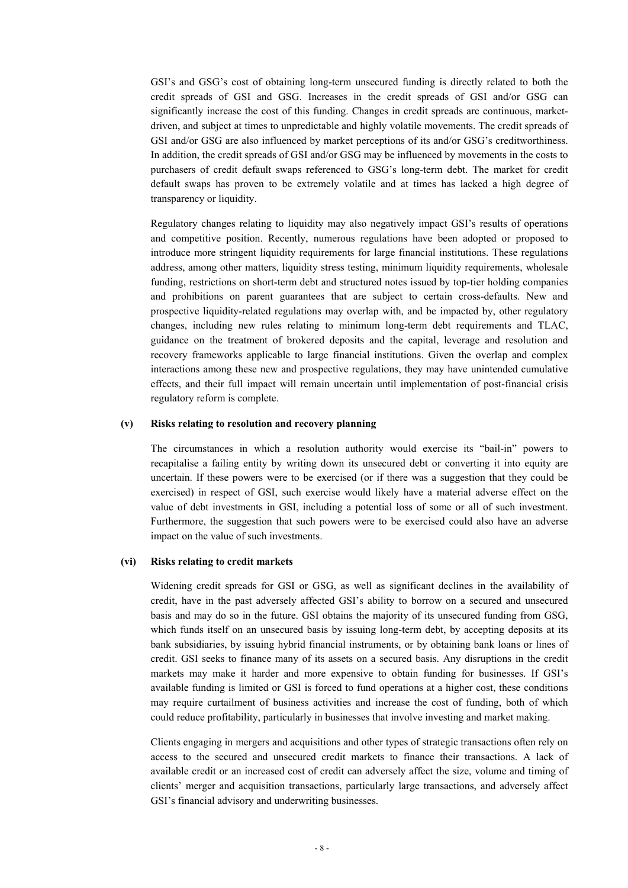GSI's and GSG's cost of obtaining long-term unsecured funding is directly related to both the credit spreads of GSI and GSG. Increases in the credit spreads of GSI and/or GSG can significantly increase the cost of this funding. Changes in credit spreads are continuous, market-driven, and subject at times to unpredictable and highly volatile movements. The credit spreads of GSI and/or GSG are also influenced by market perceptions of its and/or GSG's creditworthiness. In addition, the credit spreads of GSI and/or GSG may be influenced by movements in the costs to purchasers of credit default swaps referenced to GSG's long-term debt. The market for credit default swaps has proven to be extremely volatile and at times has lacked a high degree of transparency or liquidity.

Regulatory changes relating to liquidity may also negatively impact GSI's results of operations and competitive position. Recently, numerous regulations have been adopted or proposed to introduce more stringent liquidity requirements for large financial institutions. These regulations address, among other matters, liquidity stress testing, minimum liquidity requirements, wholesale funding, restrictions on short-term debt and structured notes issued by top-tier holding companies and prohibitions on parent guarantees that are subject to certain cross-defaults. New and prospective liquidity-related regulations may overlap with, and be impacted by, other regulatory changes, including new rules relating to minimum long-term debt requirements and TLAC, guidance on the treatment of brokered deposits and the capital, leverage and resolution and recovery frameworks applicable to large financial institutions. Given the overlap and complex interactions among these new and prospective regulations, they may have unintended cumulative effects, and their full impact will remain uncertain until implementation of post-financial crisis regulatory reform is complete.

**(v) Risks relating to resolution and recovery planning**

The circumstances in which a resolution authority would exercise its "bail-in" powers to recapitalise a failing entity by writing down its unsecured debt or converting it into equity are uncertain. If these powers were to be exercised (or if there was a suggestion that they could be exercised) in respect of GSI, such exercise would likely have a material adverse effect on the value of debt investments in GSI, including a potential loss of some or all of such investment. Furthermore, the suggestion that such powers were to be exercised could also have an adverse impact on the value of such investments.

**(vi) Risks relating to credit markets**

Widening credit spreads for GSI or GSG, as well as significant declines in the availability of credit, have in the past adversely affected GSI's ability to borrow on a secured and unsecured basis and may do so in the future. GSI obtains the majority of its unsecured funding from GSG, which funds itself on an unsecured basis by issuing long-term debt, by accepting deposits at its bank subsidiaries, by issuing hybrid financial instruments, or by obtaining bank loans or lines of credit. GSI seeks to finance many of its assets on a secured basis. Any disruptions in the credit markets may make it harder and more expensive to obtain funding for businesses. If GSI's available funding is limited or GSI is forced to fund operations at a higher cost, these conditions may require curtailment of business activities and increase the cost of funding, both of which could reduce profitability, particularly in businesses that involve investing and market making.

Clients engaging in mergers and acquisitions and other types of strategic transactions often rely on access to the secured and unsecured credit markets to finance their transactions. A lack of available credit or an increased cost of credit can adversely affect the size, volume and timing of clients' merger and acquisition transactions, particularly large transactions, and adversely affect GSI's financial advisory and underwriting businesses.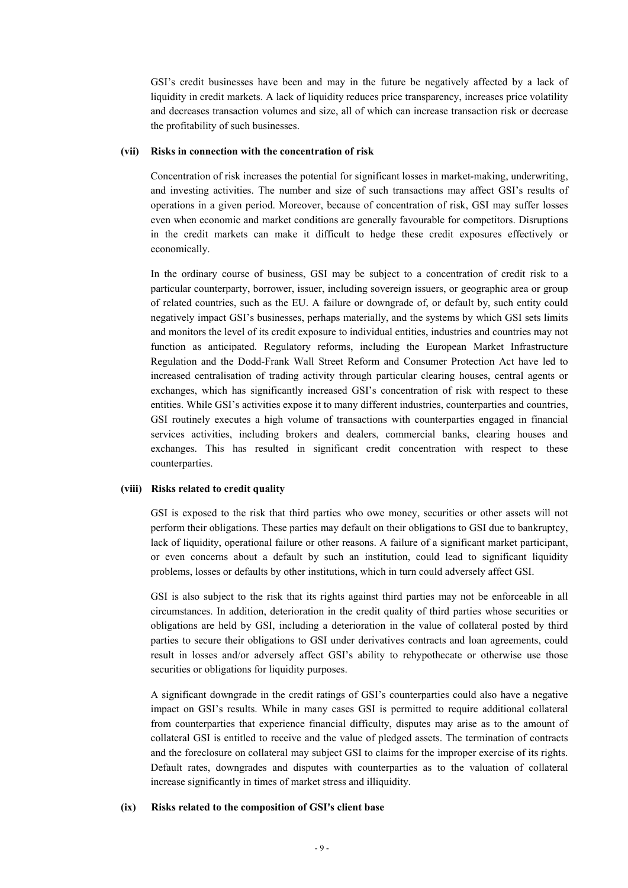GSI's credit businesses have been and may in the future be negatively affected by a lack of liquidity in credit markets. A lack of liquidity reduces price transparency, increases price volatility and decreases transaction volumes and size, all of which can increase transaction risk or decrease the profitability of such businesses.

#### (vii) Risks in connection with the concentration of risk

Concentration of risk increases the potential for significant losses in market-making, underwriting, and investing activities. The number and size of such transactions may affect GSI's results of operations in a given period. Moreover, because of concentration of risk, GSI may suffer losses even when economic and market conditions are generally favourable for competitors. Disruptions in the credit markets can make it difficult to hedge these credit exposures effectively or economically.

In the ordinary course of business, GSI may be subject to a concentration of credit risk to a particular counterparty, borrower, issuer, including sovereign issuers, or geographic area or group of related countries, such as the EU. A failure or downgrade of, or default by, such entity could negatively impact GSI's businesses, perhaps materially, and the systems by which GSI sets limits and monitors the level of its credit exposure to individual entities, industries and countries may not function as anticipated. Regulatory reforms, including the European Market Infrastructure Regulation and the Dodd-Frank Wall Street Reform and Consumer Protection Act have led to increased centralisation of trading activity through particular clearing houses, central agents or exchanges, which has significantly increased GSI's concentration of risk with respect to these entities. While GSI's activities expose it to many different industries, counterparties and countries, GSI routinely executes a high volume of transactions with counterparties engaged in financial services activities, including brokers and dealers, commercial banks, clearing houses and exchanges. This has resulted in significant credit concentration with respect to these counterparties.

#### (viii) Risks related to credit quality

GSI is exposed to the risk that third parties who owe money, securities or other assets will not perform their obligations. These parties may default on their obligations to GSI due to bankruptcy, lack of liquidity, operational failure or other reasons. A failure of a significant market participant, or even concerns about a default by such an institution, could lead to significant liquidity problems, losses or defaults by other institutions, which in turn could adversely affect GSI.

GSI is also subject to the risk that its rights against third parties may not be enforceable in all circumstances. In addition, deterioration in the credit quality of third parties whose securities or obligations are held by GSI, including a deterioration in the value of collateral posted by third parties to secure their obligations to GSI under derivatives contracts and loan agreements, could result in losses and/or adversely affect GSI's ability to rehypothecate or otherwise use those securities or obligations for liquidity purposes.

A significant downgrade in the credit ratings of GSI's counterparties could also have a negative impact on GSI's results. While in many cases GSI is permitted to require additional collateral from counterparties that experience financial difficulty, disputes may arise as to the amount of collateral GSI is entitled to receive and the value of pledged assets. The termination of contracts and the foreclosure on collateral may subject GSI to claims for the improper exercise of its rights. Default rates, downgrades and disputes with counterparties as to the valuation of collateral increase significantly in times of market stress and illiquidity.

#### (ix) Risks related to the composition of GSI's client base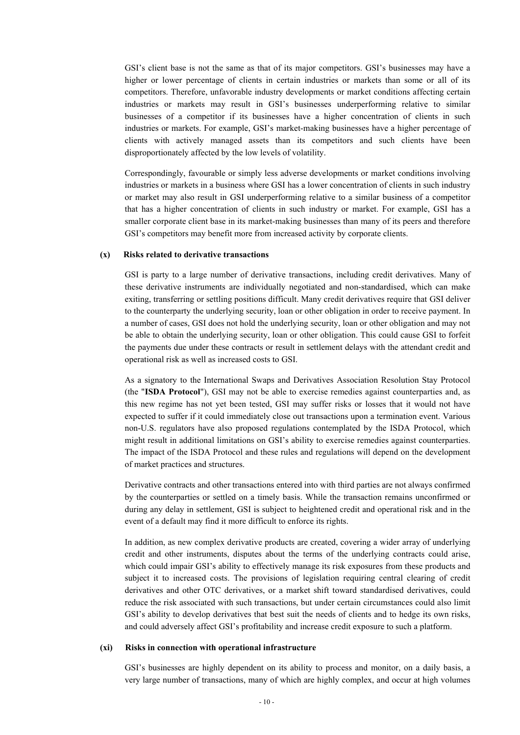GSI's client base is not the same as that of its major competitors. GSI's businesses may have a higher or lower percentage of clients in certain industries or markets than some or all of its competitors. Therefore, unfavorable industry developments or market conditions affecting certain industries or markets may result in GSI's businesses underperforming relative to similar businesses of a competitor if its businesses have a higher concentration of clients in such industries or markets. For example, GSI's market-making businesses have a higher percentage of clients with actively managed assets than its competitors and such clients have been disproportionately affected by the low levels of volatility.

Correspondingly, favourable or simply less adverse developments or market conditions involving industries or markets in a business where GSI has a lower concentration of clients in such industry or market may also result in GSI underperforming relative to a similar business of a competitor that has a higher concentration of clients in such industry or market. For example, GSI has a smaller corporate client base in its market-making businesses than many of its peers and therefore GSI's competitors may benefit more from increased activity by corporate clients.

**(x) Risks related to derivative transactions**

GSI is party to a large number of derivative transactions, including credit derivatives. Many of these derivative instruments are individually negotiated and non-standardised, which can make exiting, transferring or settling positions difficult. Many credit derivatives require that GSI deliver to the counterparty the underlying security, loan or other obligation in order to receive payment. In a number of cases, GSI does not hold the underlying security, loan or other obligation and may not be able to obtain the underlying security, loan or other obligation. This could cause GSI to forfeit the payments due under these contracts or result in settlement delays with the attendant credit and operational risk as well as increased costs to GSI.

As a signatory to the International Swaps and Derivatives Association Resolution Stay Protocol (the "**ISDA Protocol**"), GSI may not be able to exercise remedies against counterparties and, as this new regime has not yet been tested, GSI may suffer risks or losses that it would not have expected to suffer if it could immediately close out transactions upon a termination event. Various non-U.S. regulators have also proposed regulations contemplated by the ISDA Protocol, which might result in additional limitations on GSI's ability to exercise remedies against counterparties. The impact of the ISDA Protocol and these rules and regulations will depend on the development of market practices and structures.

Derivative contracts and other transactions entered into with third parties are not always confirmed by the counterparties or settled on a timely basis. While the transaction remains unconfirmed or during any delay in settlement, GSI is subject to heightened credit and operational risk and in the event of a default may find it more difficult to enforce its rights.

In addition, as new complex derivative products are created, covering a wider array of underlying credit and other instruments, disputes about the terms of the underlying contracts could arise, which could impair GSI's ability to effectively manage its risk exposures from these products and subject it to increased costs. The provisions of legislation requiring central clearing of credit derivatives and other OTC derivatives, or a market shift toward standardised derivatives, could reduce the risk associated with such transactions, but under certain circumstances could also limit GSI's ability to develop derivatives that best suit the needs of clients and to hedge its own risks, and could adversely affect GSI's profitability and increase credit exposure to such a platform.

**(xi) Risks in connection with operational infrastructure**

GSI's businesses are highly dependent on its ability to process and monitor, on a daily basis, a very large number of transactions, many of which are highly complex, and occur at high volumes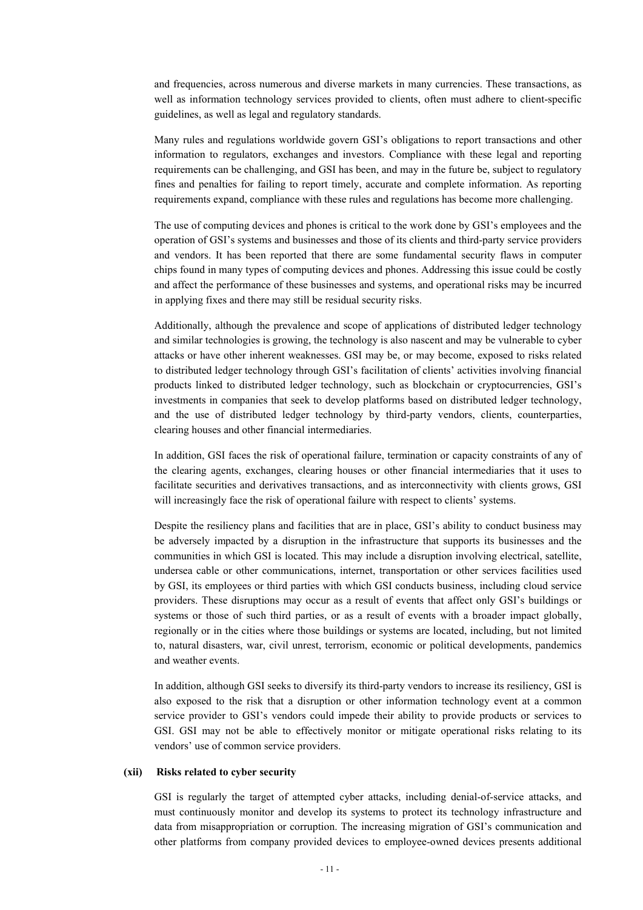and frequencies, across numerous and diverse markets in many currencies. These transactions, as well as information technology services provided to clients, often must adhere to client-specific guidelines, as well as legal and regulatory standards.

Many rules and regulations worldwide govern GSI's obligations to report transactions and other information to regulators, exchanges and investors. Compliance with these legal and reporting requirements can be challenging, and GSI has been, and may in the future be, subject to regulatory fines and penalties for failing to report timely, accurate and complete information. As reporting requirements expand, compliance with these rules and regulations has become more challenging.

The use of computing devices and phones is critical to the work done by GSI's employees and the operation of GSI's systems and businesses and those of its clients and third-party service providers and vendors. It has been reported that there are some fundamental security flaws in computer chips found in many types of computing devices and phones. Addressing this issue could be costly and affect the performance of these businesses and systems, and operational risks may be incurred in applying fixes and there may still be residual security risks.

Additionally, although the prevalence and scope of applications of distributed ledger technology and similar technologies is growing, the technology is also nascent and may be vulnerable to cyber attacks or have other inherent weaknesses. GSI may be, or may become, exposed to risks related to distributed ledger technology through GSI's facilitation of clients' activities involving financial products linked to distributed ledger technology, such as blockchain or cryptocurrencies, GSI's investments in companies that seek to develop platforms based on distributed ledger technology, and the use of distributed ledger technology by third-party vendors, clients, counterparties, clearing houses and other financial intermediaries.

In addition, GSI faces the risk of operational failure, termination or capacity constraints of any of the clearing agents, exchanges, clearing houses or other financial intermediaries that it uses to facilitate securities and derivatives transactions, and as interconnectivity with clients grows, GSI will increasingly face the risk of operational failure with respect to clients' systems.

Despite the resiliency plans and facilities that are in place, GSI's ability to conduct business may be adversely impacted by a disruption in the infrastructure that supports its businesses and the communities in which GSI is located. This may include a disruption involving electrical, satellite, undersea cable or other communications, internet, transportation or other services facilities used by GSI, its employees or third parties with which GSI conducts business, including cloud service providers. These disruptions may occur as a result of events that affect only GSI's buildings or systems or those of such third parties, or as a result of events with a broader impact globally, regionally or in the cities where those buildings or systems are located, including, but not limited to, natural disasters, war, civil unrest, terrorism, economic or political developments, pandemics and weather events.

In addition, although GSI seeks to diversify its third-party vendors to increase its resiliency, GSI is also exposed to the risk that a disruption or other information technology event at a common service provider to GSI's vendors could impede their ability to provide products or services to GSI. GSI may not be able to effectively monitor or mitigate operational risks relating to its vendors' use of common service providers.

**(xii) Risks related to cyber security**

GSI is regularly the target of attempted cyber attacks, including denial-of-service attacks, and must continuously monitor and develop its systems to protect its technology infrastructure and data from misappropriation or corruption. The increasing migration of GSI's communication and other platforms from company provided devices to employee-owned devices presents additional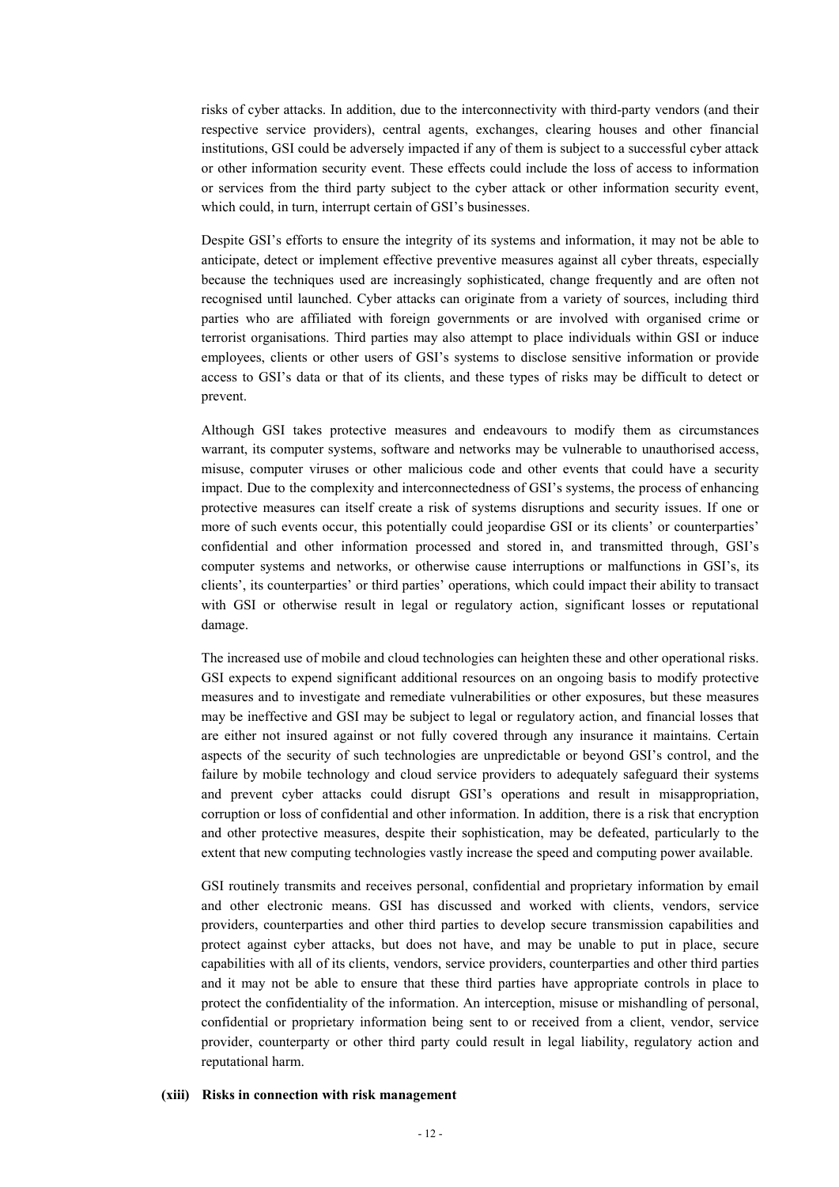risks of cyber attacks. In addition, due to the interconnectivity with third-party vendors (and their respective service providers), central agents, exchanges, clearing houses and other financial institutions, GSI could be adversely impacted if any of them is subject to a successful cyber attack or other information security event. These effects could include the loss of access to information or services from the third party subject to the cyber attack or other information security event, which could, in turn, interrupt certain of GSI's businesses.

Despite GSI's efforts to ensure the integrity of its systems and information, it may not be able to anticipate, detect or implement effective preventive measures against all cyber threats, especially because the techniques used are increasingly sophisticated, change frequently and are often not recognised until launched. Cyber attacks can originate from a variety of sources, including third parties who are affiliated with foreign governments or are involved with organised crime or terrorist organisations. Third parties may also attempt to place individuals within GSI or induce employees, clients or other users of GSI's systems to disclose sensitive information or provide access to GSI's data or that of its clients, and these types of risks may be difficult to detect or prevent.

Although GSI takes protective measures and endeavours to modify them as circumstances warrant, its computer systems, software and networks may be vulnerable to unauthorised access, misuse, computer viruses or other malicious code and other events that could have a security impact. Due to the complexity and interconnectedness of GSI's systems, the process of enhancing protective measures can itself create a risk of systems disruptions and security issues. If one or more of such events occur, this potentially could jeopardise GSI or its clients' or counterparties' confidential and other information processed and stored in, and transmitted through, GSI's computer systems and networks, or otherwise cause interruptions or malfunctions in GSI's, its clients', its counterparties' or third parties' operations, which could impact their ability to transact with GSI or otherwise result in legal or regulatory action, significant losses or reputational damage.

The increased use of mobile and cloud technologies can heighten these and other operational risks. GSI expects to expend significant additional resources on an ongoing basis to modify protective measures and to investigate and remediate vulnerabilities or other exposures, but these measures may be ineffective and GSI may be subject to legal or regulatory action, and financial losses that are either not insured against or not fully covered through any insurance it maintains. Certain aspects of the security of such technologies are unpredictable or beyond GSI's control, and the failure by mobile technology and cloud service providers to adequately safeguard their systems and prevent cyber attacks could disrupt GSI's operations and result in misappropriation, corruption or loss of confidential and other information. In addition, there is a risk that encryption and other protective measures, despite their sophistication, may be defeated, particularly to the extent that new computing technologies vastly increase the speed and computing power available.

GSI routinely transmits and receives personal, confidential and proprietary information by email and other electronic means. GSI has discussed and worked with clients, vendors, service providers, counterparties and other third parties to develop secure transmission capabilities and protect against cyber attacks, but does not have, and may be unable to put in place, secure capabilities with all of its clients, vendors, service providers, counterparties and other third parties and it may not be able to ensure that these third parties have appropriate controls in place to protect the confidentiality of the information. An interception, misuse or mishandling of personal, confidential or proprietary information being sent to or received from a client, vendor, service provider, counterparty or other third party could result in legal liability, regulatory action and reputational harm.

**(xiii) Risks in connection with risk management**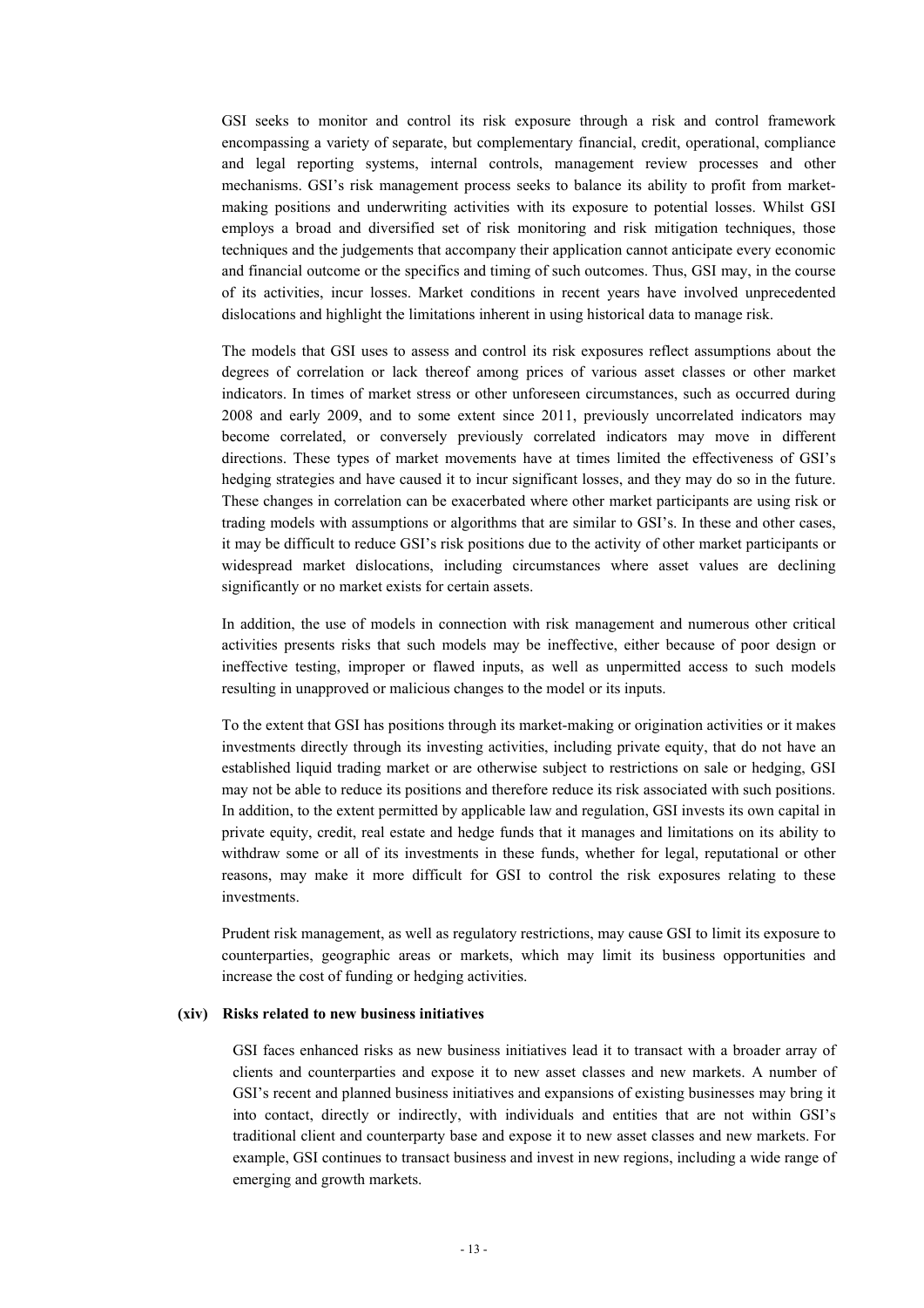GSI seeks to monitor and control its risk exposure through a risk and control framework encompassing a variety of separate, but complementary financial, credit, operational, compliance and legal reporting systems, internal controls, management review processes and other mechanisms. GSI's risk management process seeks to balance its ability to profit from market-making positions and underwriting activities with its exposure to potential losses. Whilst GSI employs a broad and diversified set of risk monitoring and risk mitigation techniques, those techniques and the judgements that accompany their application cannot anticipate every economic and financial outcome or the specifics and timing of such outcomes. Thus, GSI may, in the course of its activities, incur losses. Market conditions in recent years have involved unprecedented dislocations and highlight the limitations inherent in using historical data to manage risk.

The models that GSI uses to assess and control its risk exposures reflect assumptions about the degrees of correlation or lack thereof among prices of various asset classes or other market indicators. In times of market stress or other unforeseen circumstances, such as occurred during 2008 and early 2009, and to some extent since 2011, previously uncorrelated indicators may become correlated, or conversely previously correlated indicators may move in different directions. These types of market movements have at times limited the effectiveness of GSI's hedging strategies and have caused it to incur significant losses, and they may do so in the future. These changes in correlation can be exacerbated where other market participants are using risk or trading models with assumptions or algorithms that are similar to GSI's. In these and other cases, it may be difficult to reduce GSI's risk positions due to the activity of other market participants or widespread market dislocations, including circumstances where asset values are declining significantly or no market exists for certain assets.

In addition, the use of models in connection with risk management and numerous other critical activities presents risks that such models may be ineffective, either because of poor design or ineffective testing, improper or flawed inputs, as well as unpermitted access to such models resulting in unapproved or malicious changes to the model or its inputs.

To the extent that GSI has positions through its market-making or origination activities or it makes investments directly through its investing activities, including private equity, that do not have an established liquid trading market or are otherwise subject to restrictions on sale or hedging, GSI may not be able to reduce its positions and therefore reduce its risk associated with such positions. In addition, to the extent permitted by applicable law and regulation, GSI invests its own capital in private equity, credit, real estate and hedge funds that it manages and limitations on its ability to withdraw some or all of its investments in these funds, whether for legal, reputational or other reasons, may make it more difficult for GSI to control the risk exposures relating to these investments.

Prudent risk management, as well as regulatory restrictions, may cause GSI to limit its exposure to counterparties, geographic areas or markets, which may limit its business opportunities and increase the cost of funding or hedging activities.

**(xiv) Risks related to new business initiatives**

GSI faces enhanced risks as new business initiatives lead it to transact with a broader array of clients and counterparties and expose it to new asset classes and new markets. A number of GSI's recent and planned business initiatives and expansions of existing businesses may bring it into contact, directly or indirectly, with individuals and entities that are not within GSI's traditional client and counterparty base and expose it to new asset classes and new markets. For example, GSI continues to transact business and invest in new regions, including a wide range of emerging and growth markets.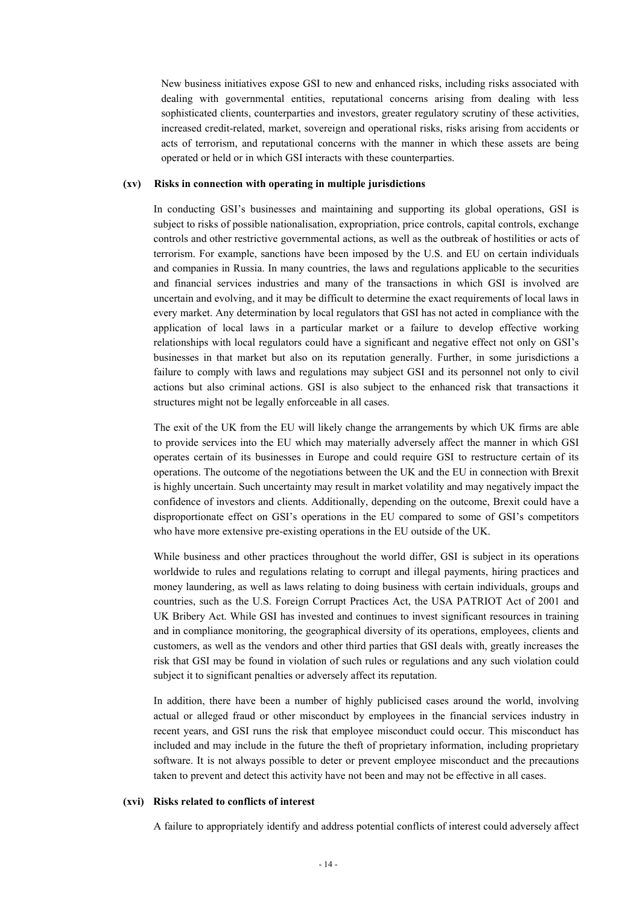New business initiatives expose GSI to new and enhanced risks, including risks associated with dealing with governmental entities, reputational concerns arising from dealing with less sophisticated clients, counterparties and investors, greater regulatory scrutiny of these activities, increased credit-related, market, sovereign and operational risks, risks arising from accidents or acts of terrorism, and reputational concerns with the manner in which these assets are being operated or held or in which GSI interacts with these counterparties.

**(xv) Risks in connection with operating in multiple jurisdictions**

In conducting GSI's businesses and maintaining and supporting its global operations, GSI is subject to risks of possible nationalisation, expropriation, price controls, capital controls, exchange controls and other restrictive governmental actions, as well as the outbreak of hostilities or acts of terrorism. For example, sanctions have been imposed by the U.S. and EU on certain individuals and companies in Russia. In many countries, the laws and regulations applicable to the securities and financial services industries and many of the transactions in which GSI is involved are uncertain and evolving, and it may be difficult to determine the exact requirements of local laws in every market. Any determination by local regulators that GSI has not acted in compliance with the application of local laws in a particular market or a failure to develop effective working relationships with local regulators could have a significant and negative effect not only on GSI's businesses in that market but also on its reputation generally. Further, in some jurisdictions a failure to comply with laws and regulations may subject GSI and its personnel not only to civil actions but also criminal actions. GSI is also subject to the enhanced risk that transactions it structures might not be legally enforceable in all cases.

The exit of the UK from the EU will likely change the arrangements by which UK firms are able to provide services into the EU which may materially adversely affect the manner in which GSI operates certain of its businesses in Europe and could require GSI to restructure certain of its operations. The outcome of the negotiations between the UK and the EU in connection with Brexit is highly uncertain. Such uncertainty may result in market volatility and may negatively impact the confidence of investors and clients. Additionally, depending on the outcome, Brexit could have a disproportionate effect on GSI's operations in the EU compared to some of GSI's competitors who have more extensive pre-existing operations in the EU outside of the UK.

While business and other practices throughout the world differ, GSI is subject in its operations worldwide to rules and regulations relating to corrupt and illegal payments, hiring practices and money laundering, as well as laws relating to doing business with certain individuals, groups and countries, such as the U.S. Foreign Corrupt Practices Act, the USA PATRIOT Act of 2001 and UK Bribery Act. While GSI has invested and continues to invest significant resources in training and in compliance monitoring, the geographical diversity of its operations, employees, clients and customers, as well as the vendors and other third parties that GSI deals with, greatly increases the risk that GSI may be found in violation of such rules or regulations and any such violation could subject it to significant penalties or adversely affect its reputation.

In addition, there have been a number of highly publicised cases around the world, involving actual or alleged fraud or other misconduct by employees in the financial services industry in recent years, and GSI runs the risk that employee misconduct could occur. This misconduct has included and may include in the future the theft of proprietary information, including proprietary software. It is not always possible to deter or prevent employee misconduct and the precautions taken to prevent and detect this activity have not been and may not be effective in all cases.

**(xvi) Risks related to conflicts of interest**

A failure to appropriately identify and address potential conflicts of interest could adversely affect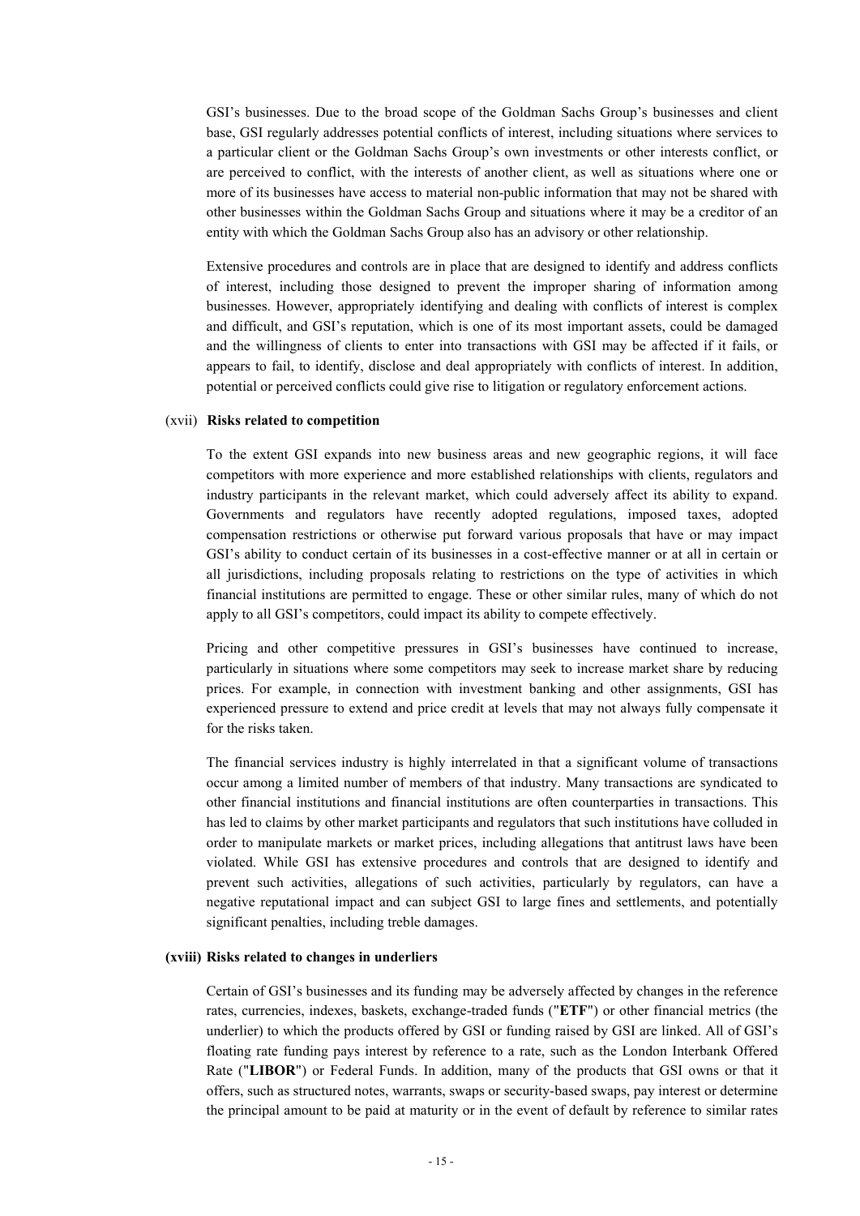GSI's businesses. Due to the broad scope of the Goldman Sachs Group's businesses and client base, GSI regularly addresses potential conflicts of interest, including situations where services to a particular client or the Goldman Sachs Group's own investments or other interests conflict, or are perceived to conflict, with the interests of another client, as well as situations where one or more of its businesses have access to material non-public information that may not be shared with other businesses within the Goldman Sachs Group and situations where it may be a creditor of an entity with which the Goldman Sachs Group also has an advisory or other relationship.

Extensive procedures and controls are in place that are designed to identify and address conflicts of interest, including those designed to prevent the improper sharing of information among businesses. However, appropriately identifying and dealing with conflicts of interest is complex and difficult, and GSI's reputation, which is one of its most important assets, could be damaged and the willingness of clients to enter into transactions with GSI may be affected if it fails, or appears to fail, to identify, disclose and deal appropriately with conflicts of interest. In addition, potential or perceived conflicts could give rise to litigation or regulatory enforcement actions.

(xvii) **Risks related to competition**

To the extent GSI expands into new business areas and new geographic regions, it will face competitors with more experience and more established relationships with clients, regulators and industry participants in the relevant market, which could adversely affect its ability to expand. Governments and regulators have recently adopted regulations, imposed taxes, adopted compensation restrictions or otherwise put forward various proposals that have or may impact GSI's ability to conduct certain of its businesses in a cost-effective manner or at all in certain or all jurisdictions, including proposals relating to restrictions on the type of activities in which financial institutions are permitted to engage. These or other similar rules, many of which do not apply to all GSI's competitors, could impact its ability to compete effectively.

Pricing and other competitive pressures in GSI's businesses have continued to increase, particularly in situations where some competitors may seek to increase market share by reducing prices. For example, in connection with investment banking and other assignments, GSI has experienced pressure to extend and price credit at levels that may not always fully compensate it for the risks taken.

The financial services industry is highly interrelated in that a significant volume of transactions occur among a limited number of members of that industry. Many transactions are syndicated to other financial institutions and financial institutions are often counterparties in transactions. This has led to claims by other market participants and regulators that such institutions have colluded in order to manipulate markets or market prices, including allegations that antitrust laws have been violated. While GSI has extensive procedures and controls that are designed to identify and prevent such activities, allegations of such activities, particularly by regulators, can have a negative reputational impact and can subject GSI to large fines and settlements, and potentially significant penalties, including treble damages.

**(xviii) Risks related to changes in underliers**

Certain of GSI's businesses and its funding may be adversely affected by changes in the reference rates, currencies, indexes, baskets, exchange-traded funds ("**ETF**") or other financial metrics (the underlier) to which the products offered by GSI or funding raised by GSI are linked. All of GSI's floating rate funding pays interest by reference to a rate, such as the London Interbank Offered Rate ("**LIBOR**") or Federal Funds. In addition, many of the products that GSI owns or that it offers, such as structured notes, warrants, swaps or security-based swaps, pay interest or determine the principal amount to be paid at maturity or in the event of default by reference to similar rates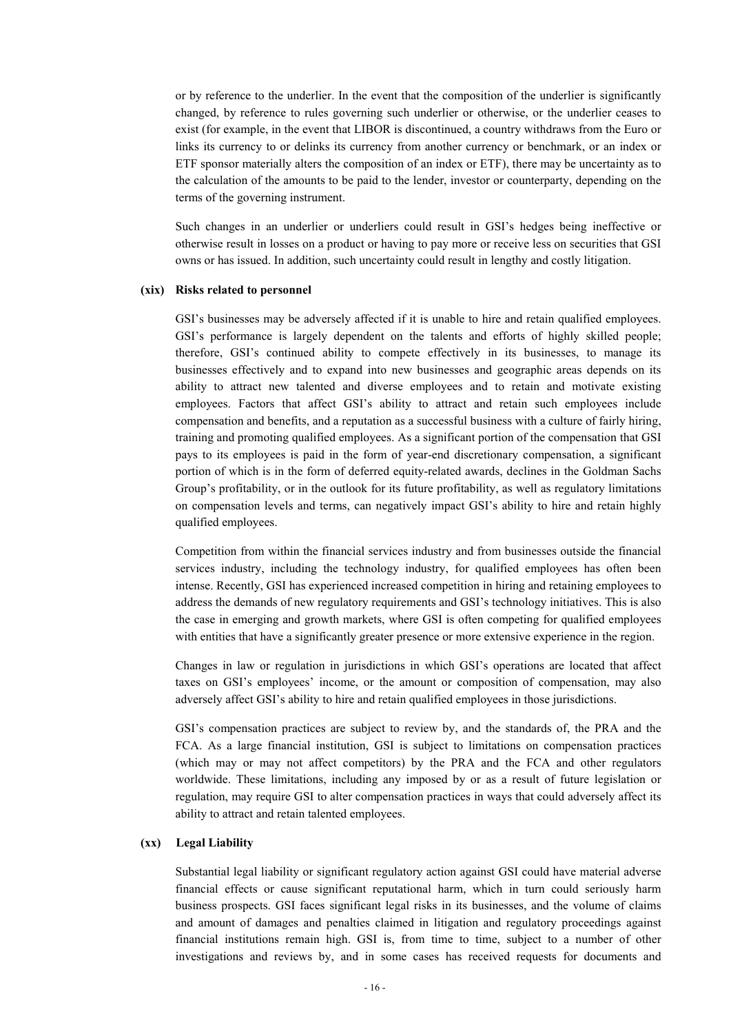or by reference to the underlier. In the event that the composition of the underlier is significantly changed, by reference to rules governing such underlier or otherwise, or the underlier ceases to exist (for example, in the event that LIBOR is discontinued, a country withdraws from the Euro or links its currency to or delinks its currency from another currency or benchmark, or an index or ETF sponsor materially alters the composition of an index or ETF), there may be uncertainty as to the calculation of the amounts to be paid to the lender, investor or counterparty, depending on the terms of the governing instrument.

Such changes in an underlier or underliers could result in GSI's hedges being ineffective or otherwise result in losses on a product or having to pay more or receive less on securities that GSI owns or has issued. In addition, such uncertainty could result in lengthy and costly litigation.

**(xix) Risks related to personnel**

GSI's businesses may be adversely affected if it is unable to hire and retain qualified employees. GSI's performance is largely dependent on the talents and efforts of highly skilled people; therefore, GSI's continued ability to compete effectively in its businesses, to manage its businesses effectively and to expand into new businesses and geographic areas depends on its ability to attract new talented and diverse employees and to retain and motivate existing employees. Factors that affect GSI's ability to attract and retain such employees include compensation and benefits, and a reputation as a successful business with a culture of fairly hiring, training and promoting qualified employees. As a significant portion of the compensation that GSI pays to its employees is paid in the form of year-end discretionary compensation, a significant portion of which is in the form of deferred equity-related awards, declines in the Goldman Sachs Group's profitability, or in the outlook for its future profitability, as well as regulatory limitations on compensation levels and terms, can negatively impact GSI's ability to hire and retain highly qualified employees.

Competition from within the financial services industry and from businesses outside the financial services industry, including the technology industry, for qualified employees has often been intense. Recently, GSI has experienced increased competition in hiring and retaining employees to address the demands of new regulatory requirements and GSI's technology initiatives. This is also the case in emerging and growth markets, where GSI is often competing for qualified employees with entities that have a significantly greater presence or more extensive experience in the region.

Changes in law or regulation in jurisdictions in which GSI's operations are located that affect taxes on GSI's employees' income, or the amount or composition of compensation, may also adversely affect GSI's ability to hire and retain qualified employees in those jurisdictions.

GSI's compensation practices are subject to review by, and the standards of, the PRA and the FCA. As a large financial institution, GSI is subject to limitations on compensation practices (which may or may not affect competitors) by the PRA and the FCA and other regulators worldwide. These limitations, including any imposed by or as a result of future legislation or regulation, may require GSI to alter compensation practices in ways that could adversely affect its ability to attract and retain talented employees.

**(xx) Legal Liability**

Substantial legal liability or significant regulatory action against GSI could have material adverse financial effects or cause significant reputational harm, which in turn could seriously harm business prospects. GSI faces significant legal risks in its businesses, and the volume of claims and amount of damages and penalties claimed in litigation and regulatory proceedings against financial institutions remain high. GSI is, from time to time, subject to a number of other investigations and reviews by, and in some cases has received requests for documents and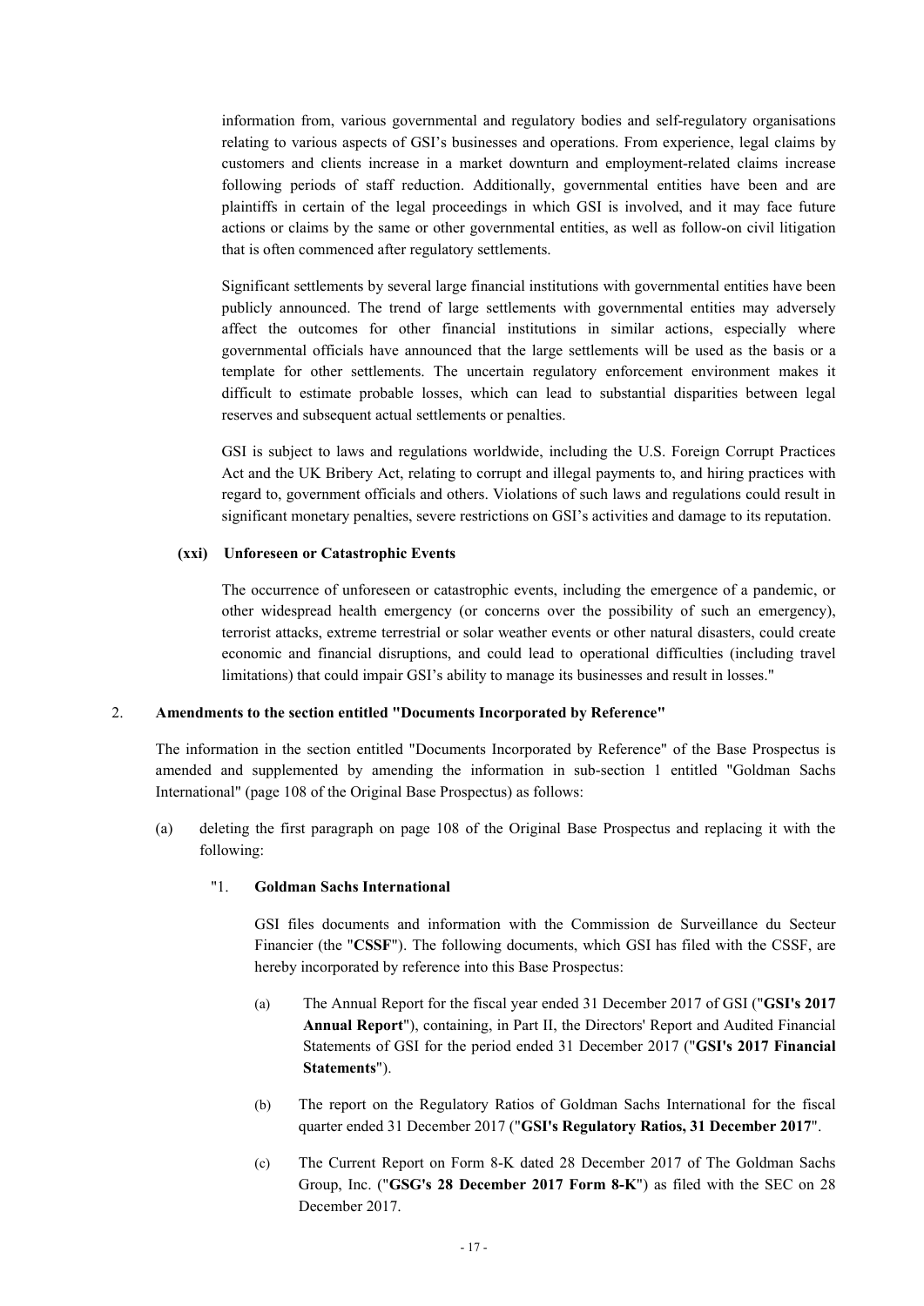information from, various governmental and regulatory bodies and self-regulatory organisations relating to various aspects of GSI's businesses and operations. From experience, legal claims by customers and clients increase in a market downturn and employment-related claims increase following periods of staff reduction. Additionally, governmental entities have been and are plaintiffs in certain of the legal proceedings in which GSI is involved, and it may face future actions or claims by the same or other governmental entities, as well as follow-on civil litigation that is often commenced after regulatory settlements.

Significant settlements by several large financial institutions with governmental entities have been publicly announced. The trend of large settlements with governmental entities may adversely affect the outcomes for other financial institutions in similar actions, especially where governmental officials have announced that the large settlements will be used as the basis or a template for other settlements. The uncertain regulatory enforcement environment makes it difficult to estimate probable losses, which can lead to substantial disparities between legal reserves and subsequent actual settlements or penalties.

GSI is subject to laws and regulations worldwide, including the U.S. Foreign Corrupt Practices Act and the UK Bribery Act, relating to corrupt and illegal payments to, and hiring practices with regard to, government officials and others. Violations of such laws and regulations could result in significant monetary penalties, severe restrictions on GSI's activities and damage to its reputation.

**(xxi) Unforeseen or Catastrophic Events**

The occurrence of unforeseen or catastrophic events, including the emergence of a pandemic, or other widespread health emergency (or concerns over the possibility of such an emergency), terrorist attacks, extreme terrestrial or solar weather events or other natural disasters, could create economic and financial disruptions, and could lead to operational difficulties (including travel limitations) that could impair GSI's ability to manage its businesses and result in losses."

2. **Amendments to the section entitled "Documents Incorporated by Reference"**

The information in the section entitled "Documents Incorporated by Reference" of the Base Prospectus is amended and supplemented by amending the information in sub-section 1 entitled "Goldman Sachs International" (page 108 of the Original Base Prospectus) as follows:

(a) deleting the first paragraph on page 108 of the Original Base Prospectus and replacing it with the following:

"1. **Goldman Sachs International**

GSI files documents and information with the Commission de Surveillance du Secteur Financier (the "**CSSF**"). The following documents, which GSI has filed with the CSSF, are hereby incorporated by reference into this Base Prospectus:

(a) The Annual Report for the fiscal year ended 31 December 2017 of GSI ("**GSI's 2017 Annual Report**"), containing, in Part II, the Directors' Report and Audited Financial Statements of GSI for the period ended 31 December 2017 ("**GSI's 2017 Financial Statements**").

(b) The report on the Regulatory Ratios of Goldman Sachs International for the fiscal quarter ended 31 December 2017 ("**GSI's Regulatory Ratios, 31 December 2017**".

(c) The Current Report on Form 8-K dated 28 December 2017 of The Goldman Sachs Group, Inc. ("**GSG's 28 December 2017 Form 8-K**") as filed with the SEC on 28 December 2017.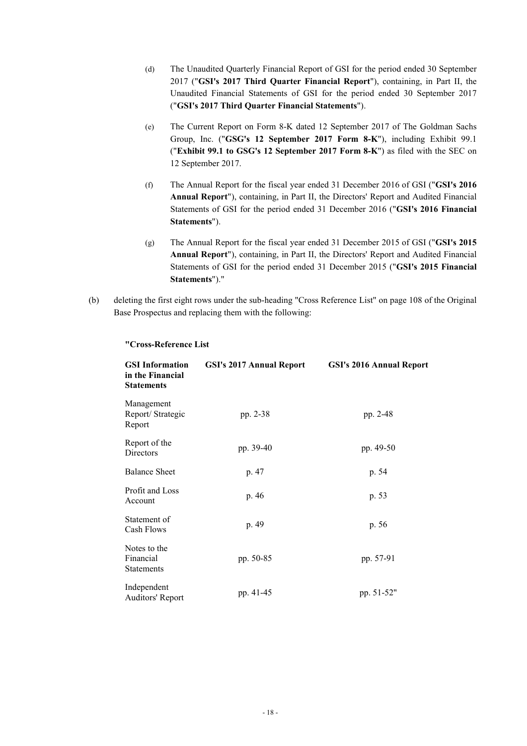(d) The Unaudited Quarterly Financial Report of GSI for the period ended 30 September 2017 ("**GSI's 2017 Third Quarter Financial Report**"), containing, in Part II, the Unaudited Financial Statements of GSI for the period ended 30 September 2017 ("**GSI's 2017 Third Quarter Financial Statements**").

(e) The Current Report on Form 8-K dated 12 September 2017 of The Goldman Sachs Group, Inc. ("**GSG's 12 September 2017 Form 8-K**"), including Exhibit 99.1 ("**Exhibit 99.1 to GSG's 12 September 2017 Form 8-K**") as filed with the SEC on 12 September 2017.

(f) The Annual Report for the fiscal year ended 31 December 2016 of GSI ("**GSI's 2016 Annual Report**"), containing, in Part II, the Directors' Report and Audited Financial Statements of GSI for the period ended 31 December 2016 ("**GSI's 2016 Financial Statements**").

(g) The Annual Report for the fiscal year ended 31 December 2015 of GSI ("**GSI's 2015 Annual Report**"), containing, in Part II, the Directors' Report and Audited Financial Statements of GSI for the period ended 31 December 2015 ("**GSI's 2015 Financial Statements**")."

(b) deleting the first eight rows under the sub-heading "Cross Reference List" on page 108 of the Original Base Prospectus and replacing them with the following:

**"Cross-Reference List**

| **GSI Information in the Financial Statements** | **GSI's 2017 Annual Report** | **GSI's 2016 Annual Report** |
|---|---|---|
| Management Report/ Strategic Report | pp. 2-38 | pp. 2-48 |
| Report of the Directors | pp. 39-40 | pp. 49-50 |
| Balance Sheet | p. 47 | p. 54 |
| Profit and Loss Account | p. 46 | p. 53 |
| Statement of Cash Flows | p. 49 | p. 56 |
| Notes to the Financial Statements | pp. 50-85 | pp. 57-91 |
| Independent Auditors' Report | pp. 41-45 | pp. 51-52" |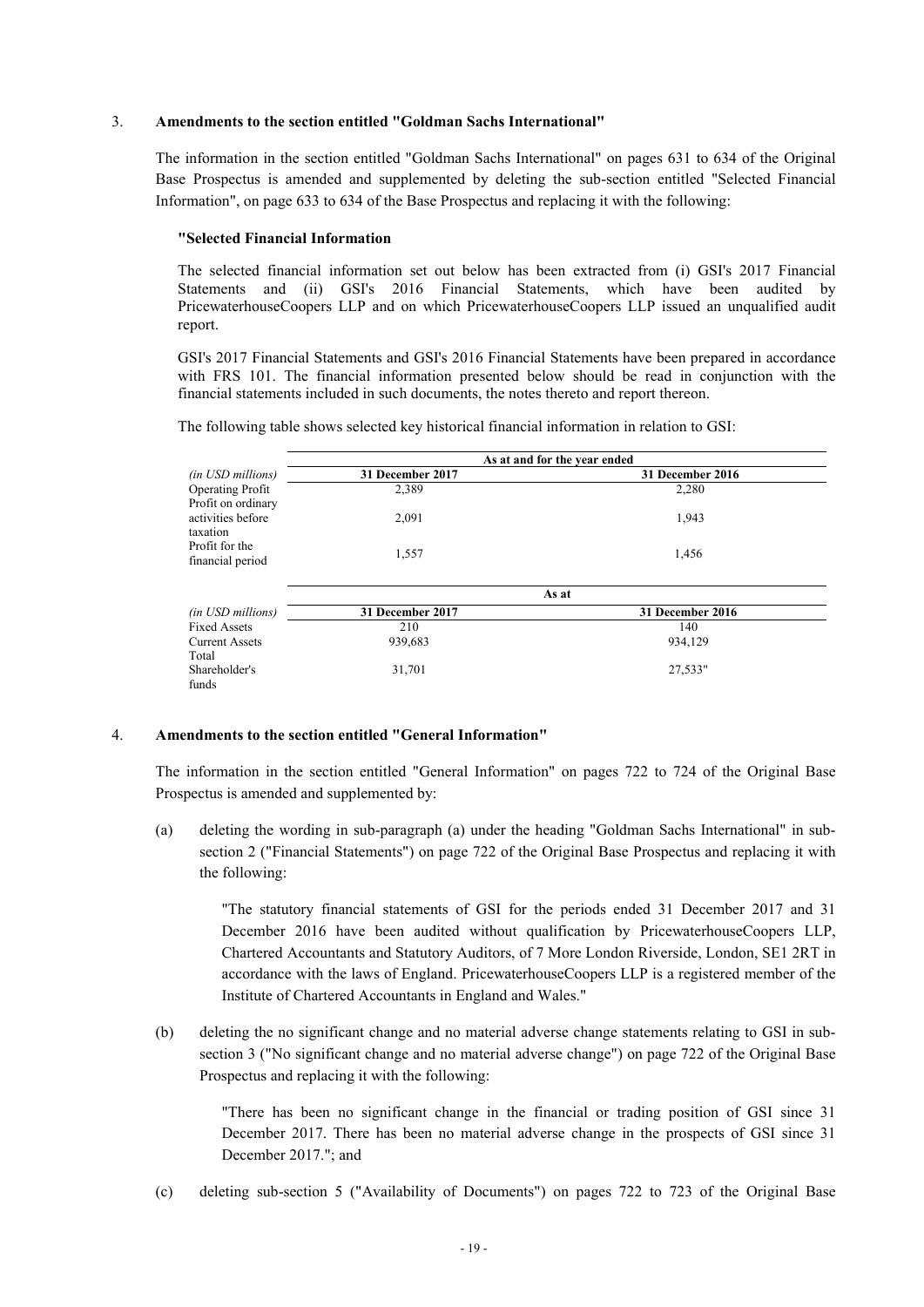3. **Amendments to the section entitled "Goldman Sachs International"**

The information in the section entitled "Goldman Sachs International" on pages 631 to 634 of the Original Base Prospectus is amended and supplemented by deleting the sub-section entitled "Selected Financial Information", on page 633 to 634 of the Base Prospectus and replacing it with the following:

**"Selected Financial Information**

The selected financial information set out below has been extracted from (i) GSI's 2017 Financial Statements and (ii) GSI's 2016 Financial Statements, which have been audited by PricewaterhouseCoopers LLP and on which PricewaterhouseCoopers LLP issued an unqualified audit report.

GSI's 2017 Financial Statements and GSI's 2016 Financial Statements have been prepared in accordance with FRS 101. The financial information presented below should be read in conjunction with the financial statements included in such documents, the notes thereto and report thereon.

The following table shows selected key historical financial information in relation to GSI:

| | **As at and for the year ended** | |
|---|---|---|
| *(in USD millions)* | **31 December 2017** | **31 December 2016** |
| Operating Profit | 2,389 | 2,280 |
| Profit on ordinary activities before taxation | 2,091 | 1,943 |
| Profit for the financial period | 1,557 | 1,456 |

| | **As at** | |
|---|---|---|
| *(in USD millions)* | **31 December 2017** | **31 December 2016** |
| Fixed Assets | 210 | 140 |
| Current Assets | 939,683 | 934,129 |
| Total Shareholder's funds | 31,701 | 27,533" |

4. **Amendments to the section entitled "General Information"**

The information in the section entitled "General Information" on pages 722 to 724 of the Original Base Prospectus is amended and supplemented by:

(a) deleting the wording in sub-paragraph (a) under the heading "Goldman Sachs International" in sub-section 2 ("Financial Statements") on page 722 of the Original Base Prospectus and replacing it with the following:

> "The statutory financial statements of GSI for the periods ended 31 December 2017 and 31 December 2016 have been audited without qualification by PricewaterhouseCoopers LLP, Chartered Accountants and Statutory Auditors, of 7 More London Riverside, London, SE1 2RT in accordance with the laws of England. PricewaterhouseCoopers LLP is a registered member of the Institute of Chartered Accountants in England and Wales."

(b) deleting the no significant change and no material adverse change statements relating to GSI in sub-section 3 ("No significant change and no material adverse change") on page 722 of the Original Base Prospectus and replacing it with the following:

> "There has been no significant change in the financial or trading position of GSI since 31 December 2017. There has been no material adverse change in the prospects of GSI since 31 December 2017."; and

(c) deleting sub-section 5 ("Availability of Documents") on pages 722 to 723 of the Original Base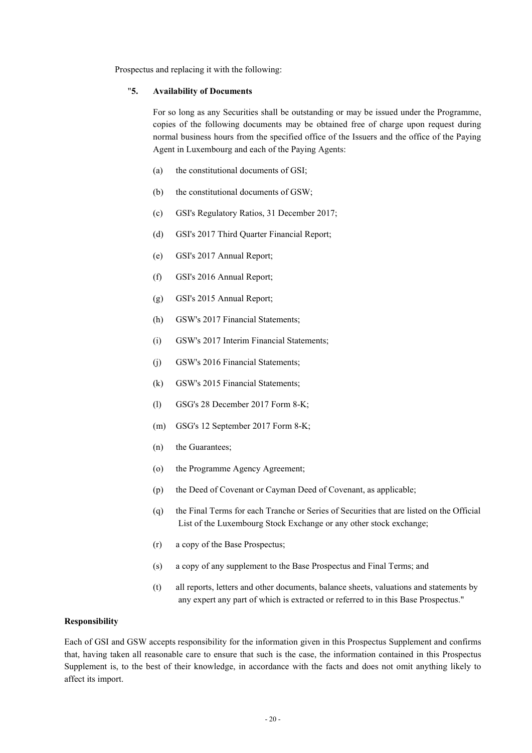Prospectus and replacing it with the following:

"**5. Availability of Documents**

For so long as any Securities shall be outstanding or may be issued under the Programme, copies of the following documents may be obtained free of charge upon request during normal business hours from the specified office of the Issuers and the office of the Paying Agent in Luxembourg and each of the Paying Agents:

(a) the constitutional documents of GSI;

(b) the constitutional documents of GSW;

(c) GSI's Regulatory Ratios, 31 December 2017;

(d) GSI's 2017 Third Quarter Financial Report;

(e) GSI's 2017 Annual Report;

(f) GSI's 2016 Annual Report;

(g) GSI's 2015 Annual Report;

(h) GSW's 2017 Financial Statements;

(i) GSW's 2017 Interim Financial Statements;

(j) GSW's 2016 Financial Statements;

(k) GSW's 2015 Financial Statements;

(l) GSG's 28 December 2017 Form 8-K;

(m) GSG's 12 September 2017 Form 8-K;

(n) the Guarantees;

(o) the Programme Agency Agreement;

(p) the Deed of Covenant or Cayman Deed of Covenant, as applicable;

(q) the Final Terms for each Tranche or Series of Securities that are listed on the Official List of the Luxembourg Stock Exchange or any other stock exchange;

(r) a copy of the Base Prospectus;

(s) a copy of any supplement to the Base Prospectus and Final Terms; and

(t) all reports, letters and other documents, balance sheets, valuations and statements by any expert any part of which is extracted or referred to in this Base Prospectus."

**Responsibility**

Each of GSI and GSW accepts responsibility for the information given in this Prospectus Supplement and confirms that, having taken all reasonable care to ensure that such is the case, the information contained in this Prospectus Supplement is, to the best of their knowledge, in accordance with the facts and does not omit anything likely to affect its import.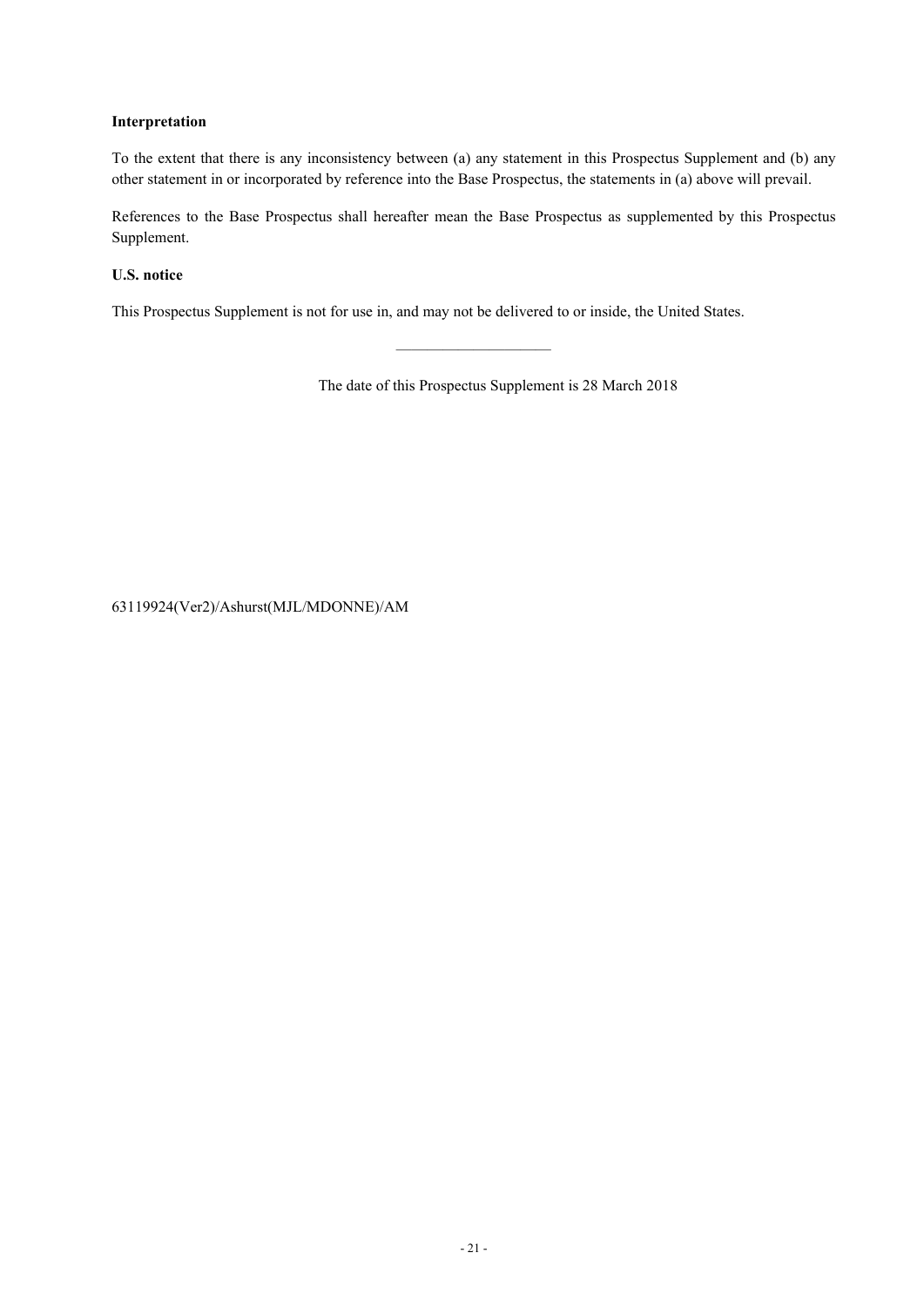**Interpretation**

To the extent that there is any inconsistency between (a) any statement in this Prospectus Supplement and (b) any other statement in or incorporated by reference into the Base Prospectus, the statements in (a) above will prevail.

References to the Base Prospectus shall hereafter mean the Base Prospectus as supplemented by this Prospectus Supplement.

**U.S. notice**

This Prospectus Supplement is not for use in, and may not be delivered to or inside, the United States.

---

The date of this Prospectus Supplement is 28 March 2018

63119924(Ver2)/Ashurst(MJL/MDONNE)/AM